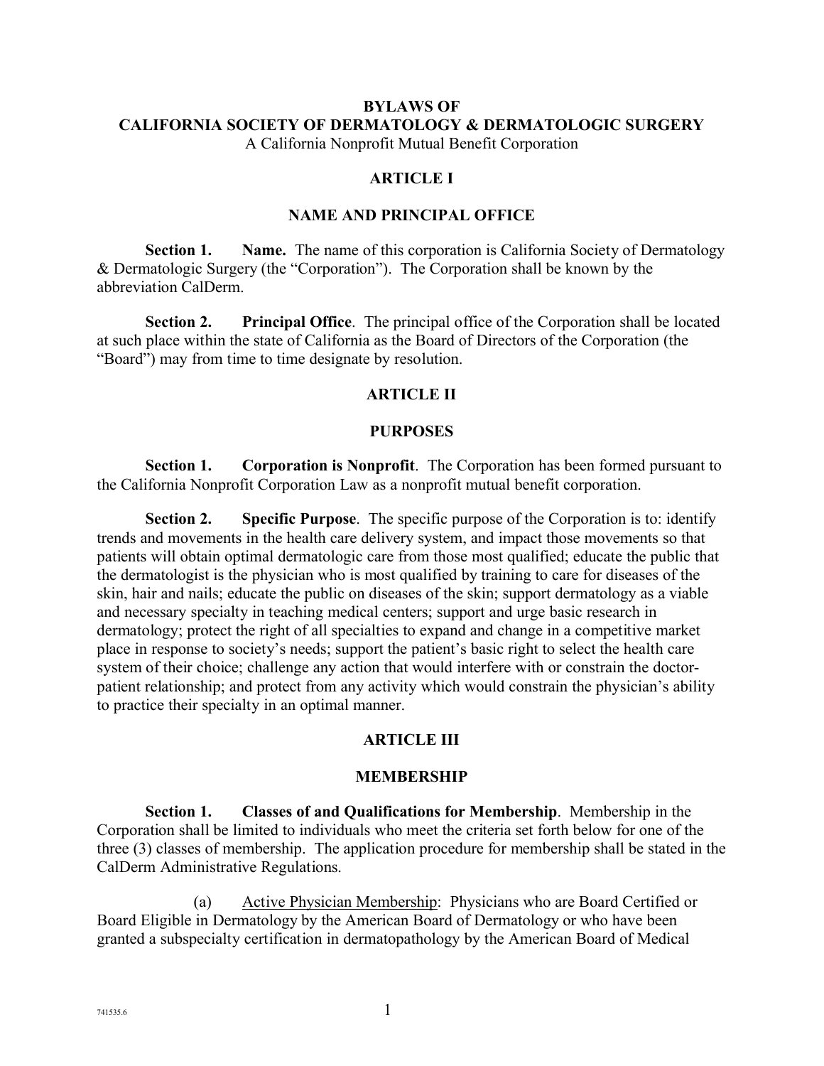# BYLAWS OF
# CALIFORNIA SOCIETY OF DERMATOLOGY & DERMATOLOGIC SURGERY

A California Nonprofit Mutual Benefit Corporation

## ARTICLE I

## NAME AND PRINCIPAL OFFICE

**Section 1. Name.** The name of this corporation is California Society of Dermatology & Dermatologic Surgery (the "Corporation"). The Corporation shall be known by the abbreviation CalDerm.

**Section 2. Principal Office**. The principal office of the Corporation shall be located at such place within the state of California as the Board of Directors of the Corporation (the "Board") may from time to time designate by resolution.

## ARTICLE II

## PURPOSES

**Section 1. Corporation is Nonprofit**. The Corporation has been formed pursuant to the California Nonprofit Corporation Law as a nonprofit mutual benefit corporation.

**Section 2. Specific Purpose**. The specific purpose of the Corporation is to: identify trends and movements in the health care delivery system, and impact those movements so that patients will obtain optimal dermatologic care from those most qualified; educate the public that the dermatologist is the physician who is most qualified by training to care for diseases of the skin, hair and nails; educate the public on diseases of the skin; support dermatology as a viable and necessary specialty in teaching medical centers; support and urge basic research in dermatology; protect the right of all specialties to expand and change in a competitive market place in response to society's needs; support the patient's basic right to select the health care system of their choice; challenge any action that would interfere with or constrain the doctor-patient relationship; and protect from any activity which would constrain the physician's ability to practice their specialty in an optimal manner.

## ARTICLE III

## MEMBERSHIP

**Section 1. Classes of and Qualifications for Membership**. Membership in the Corporation shall be limited to individuals who meet the criteria set forth below for one of the three (3) classes of membership. The application procedure for membership shall be stated in the CalDerm Administrative Regulations.

(a) Active Physician Membership: Physicians who are Board Certified or Board Eligible in Dermatology by the American Board of Dermatology or who have been granted a subspecialty certification in dermatopathology by the American Board of Medical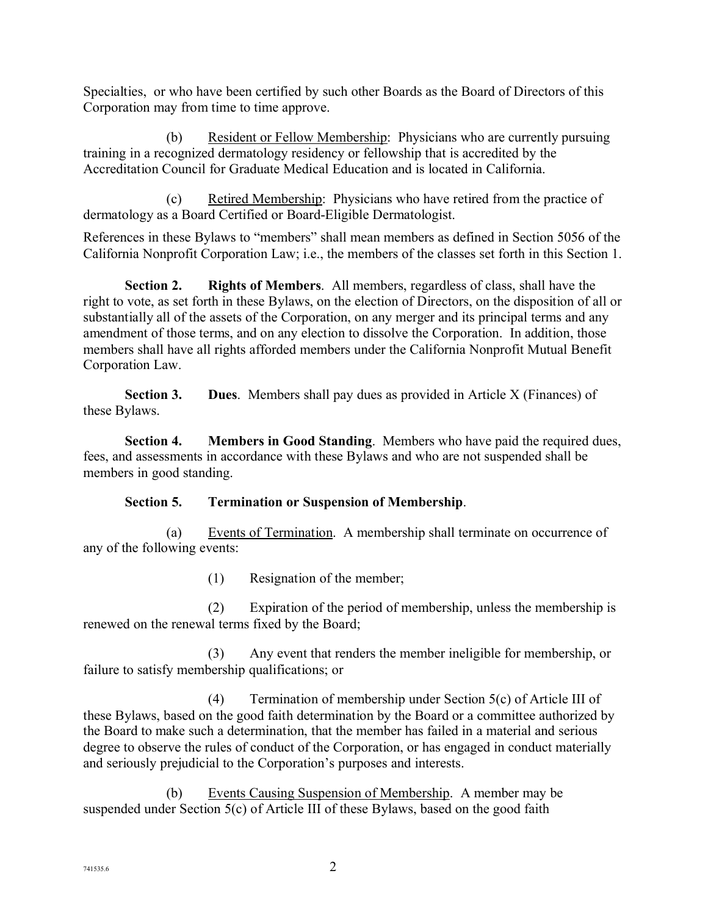Specialties, or who have been certified by such other Boards as the Board of Directors of this Corporation may from time to time approve.

(b) Resident or Fellow Membership: Physicians who are currently pursuing training in a recognized dermatology residency or fellowship that is accredited by the Accreditation Council for Graduate Medical Education and is located in California.

(c) Retired Membership: Physicians who have retired from the practice of dermatology as a Board Certified or Board-Eligible Dermatologist.

References in these Bylaws to "members" shall mean members as defined in Section 5056 of the California Nonprofit Corporation Law; i.e., the members of the classes set forth in this Section 1.

**Section 2. Rights of Members**. All members, regardless of class, shall have the right to vote, as set forth in these Bylaws, on the election of Directors, on the disposition of all or substantially all of the assets of the Corporation, on any merger and its principal terms and any amendment of those terms, and on any election to dissolve the Corporation. In addition, those members shall have all rights afforded members under the California Nonprofit Mutual Benefit Corporation Law.

**Section 3. Dues**. Members shall pay dues as provided in Article X (Finances) of these Bylaws.

**Section 4. Members in Good Standing**. Members who have paid the required dues, fees, and assessments in accordance with these Bylaws and who are not suspended shall be members in good standing.

**Section 5. Termination or Suspension of Membership**.

(a) Events of Termination. A membership shall terminate on occurrence of any of the following events:

(1) Resignation of the member;

(2) Expiration of the period of membership, unless the membership is renewed on the renewal terms fixed by the Board;

(3) Any event that renders the member ineligible for membership, or failure to satisfy membership qualifications; or

(4) Termination of membership under Section 5(c) of Article III of these Bylaws, based on the good faith determination by the Board or a committee authorized by the Board to make such a determination, that the member has failed in a material and serious degree to observe the rules of conduct of the Corporation, or has engaged in conduct materially and seriously prejudicial to the Corporation's purposes and interests.

(b) Events Causing Suspension of Membership. A member may be suspended under Section 5(c) of Article III of these Bylaws, based on the good faith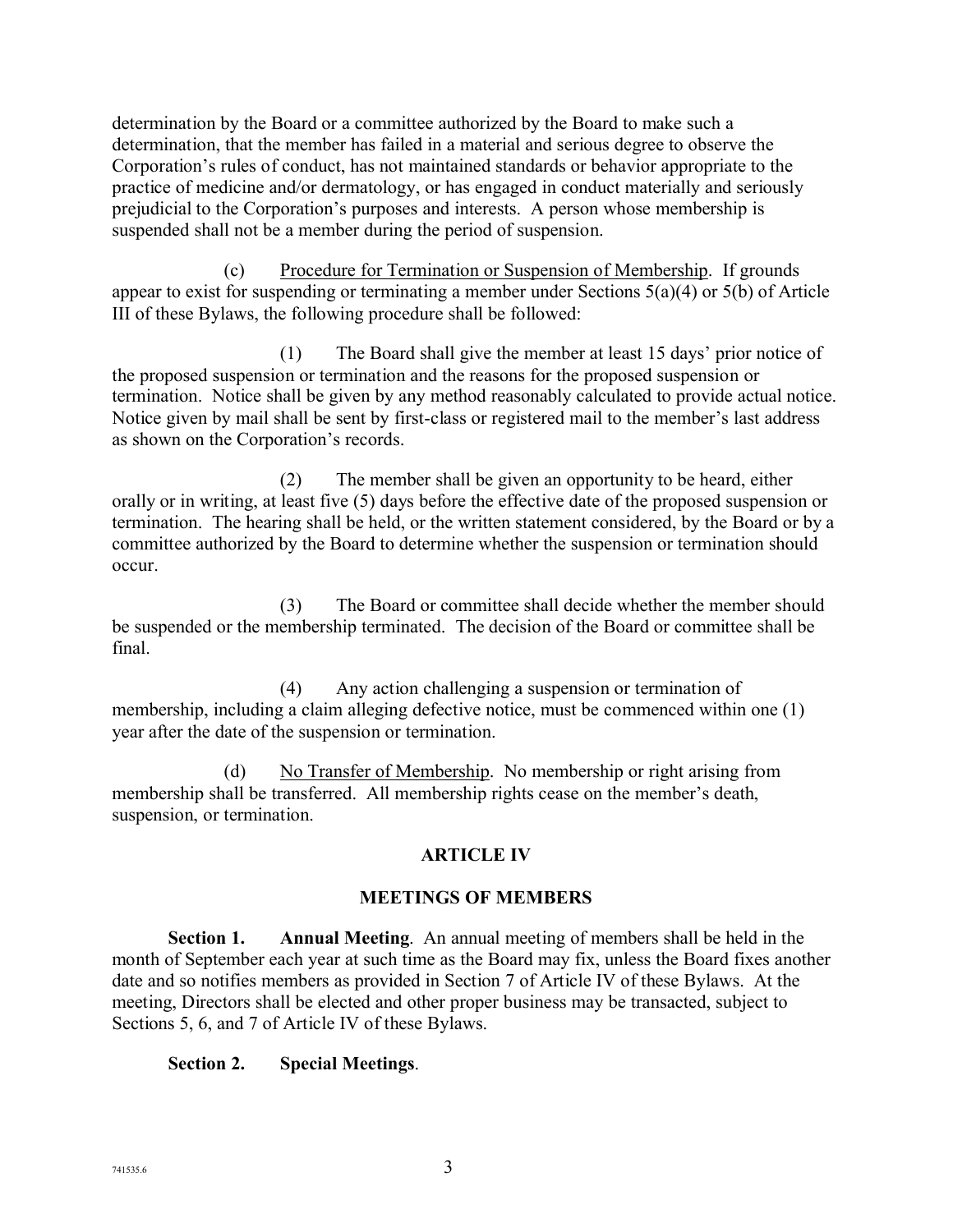determination by the Board or a committee authorized by the Board to make such a determination, that the member has failed in a material and serious degree to observe the Corporation's rules of conduct, has not maintained standards or behavior appropriate to the practice of medicine and/or dermatology, or has engaged in conduct materially and seriously prejudicial to the Corporation's purposes and interests. A person whose membership is suspended shall not be a member during the period of suspension.

(c) Procedure for Termination or Suspension of Membership. If grounds appear to exist for suspending or terminating a member under Sections 5(a)(4) or 5(b) of Article III of these Bylaws, the following procedure shall be followed:

(1) The Board shall give the member at least 15 days' prior notice of the proposed suspension or termination and the reasons for the proposed suspension or termination. Notice shall be given by any method reasonably calculated to provide actual notice. Notice given by mail shall be sent by first-class or registered mail to the member's last address as shown on the Corporation's records.

(2) The member shall be given an opportunity to be heard, either orally or in writing, at least five (5) days before the effective date of the proposed suspension or termination. The hearing shall be held, or the written statement considered, by the Board or by a committee authorized by the Board to determine whether the suspension or termination should occur.

(3) The Board or committee shall decide whether the member should be suspended or the membership terminated. The decision of the Board or committee shall be final.

(4) Any action challenging a suspension or termination of membership, including a claim alleging defective notice, must be commenced within one (1) year after the date of the suspension or termination.

(d) No Transfer of Membership. No membership or right arising from membership shall be transferred. All membership rights cease on the member's death, suspension, or termination.

## ARTICLE IV

## MEETINGS OF MEMBERS

**Section 1. Annual Meeting**. An annual meeting of members shall be held in the month of September each year at such time as the Board may fix, unless the Board fixes another date and so notifies members as provided in Section 7 of Article IV of these Bylaws. At the meeting, Directors shall be elected and other proper business may be transacted, subject to Sections 5, 6, and 7 of Article IV of these Bylaws.

**Section 2. Special Meetings**.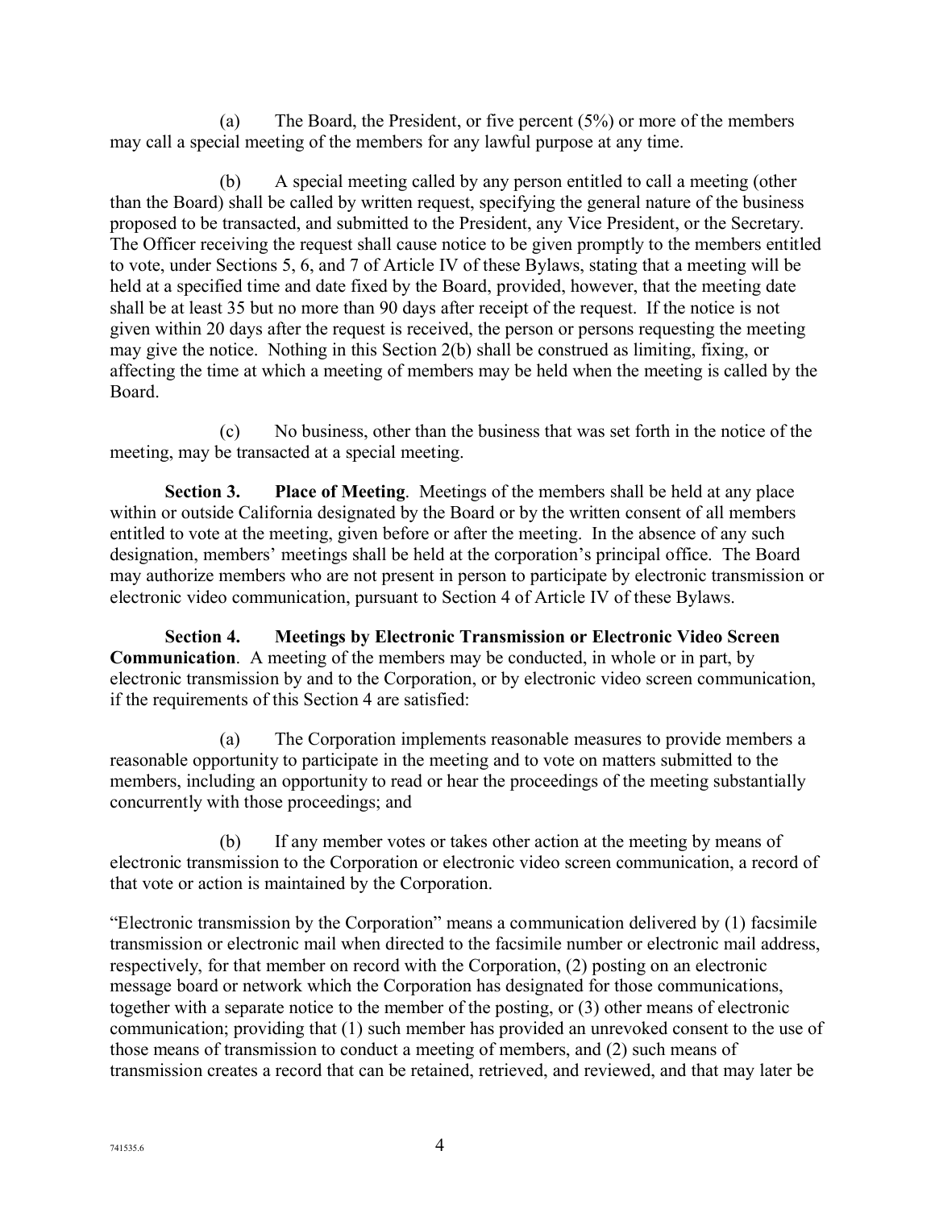(a) The Board, the President, or five percent (5%) or more of the members may call a special meeting of the members for any lawful purpose at any time.

(b) A special meeting called by any person entitled to call a meeting (other than the Board) shall be called by written request, specifying the general nature of the business proposed to be transacted, and submitted to the President, any Vice President, or the Secretary. The Officer receiving the request shall cause notice to be given promptly to the members entitled to vote, under Sections 5, 6, and 7 of Article IV of these Bylaws, stating that a meeting will be held at a specified time and date fixed by the Board, provided, however, that the meeting date shall be at least 35 but no more than 90 days after receipt of the request. If the notice is not given within 20 days after the request is received, the person or persons requesting the meeting may give the notice. Nothing in this Section 2(b) shall be construed as limiting, fixing, or affecting the time at which a meeting of members may be held when the meeting is called by the Board.

(c) No business, other than the business that was set forth in the notice of the meeting, may be transacted at a special meeting.

**Section 3. Place of Meeting**. Meetings of the members shall be held at any place within or outside California designated by the Board or by the written consent of all members entitled to vote at the meeting, given before or after the meeting. In the absence of any such designation, members' meetings shall be held at the corporation's principal office. The Board may authorize members who are not present in person to participate by electronic transmission or electronic video communication, pursuant to Section 4 of Article IV of these Bylaws.

**Section 4. Meetings by Electronic Transmission or Electronic Video Screen Communication**. A meeting of the members may be conducted, in whole or in part, by electronic transmission by and to the Corporation, or by electronic video screen communication, if the requirements of this Section 4 are satisfied:

(a) The Corporation implements reasonable measures to provide members a reasonable opportunity to participate in the meeting and to vote on matters submitted to the members, including an opportunity to read or hear the proceedings of the meeting substantially concurrently with those proceedings; and

(b) If any member votes or takes other action at the meeting by means of electronic transmission to the Corporation or electronic video screen communication, a record of that vote or action is maintained by the Corporation.

"Electronic transmission by the Corporation" means a communication delivered by (1) facsimile transmission or electronic mail when directed to the facsimile number or electronic mail address, respectively, for that member on record with the Corporation, (2) posting on an electronic message board or network which the Corporation has designated for those communications, together with a separate notice to the member of the posting, or (3) other means of electronic communication; providing that (1) such member has provided an unrevoked consent to the use of those means of transmission to conduct a meeting of members, and (2) such means of transmission creates a record that can be retained, retrieved, and reviewed, and that may later be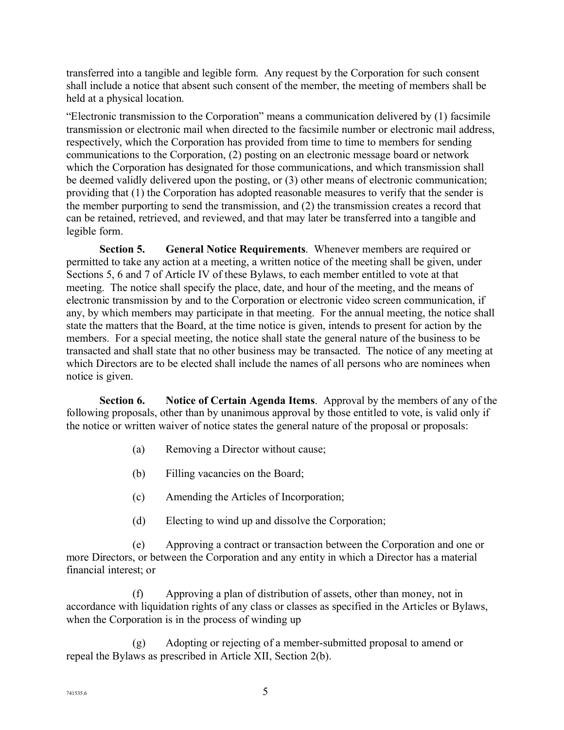transferred into a tangible and legible form. Any request by the Corporation for such consent shall include a notice that absent such consent of the member, the meeting of members shall be held at a physical location.

"Electronic transmission to the Corporation" means a communication delivered by (1) facsimile transmission or electronic mail when directed to the facsimile number or electronic mail address, respectively, which the Corporation has provided from time to time to members for sending communications to the Corporation, (2) posting on an electronic message board or network which the Corporation has designated for those communications, and which transmission shall be deemed validly delivered upon the posting, or (3) other means of electronic communication; providing that (1) the Corporation has adopted reasonable measures to verify that the sender is the member purporting to send the transmission, and (2) the transmission creates a record that can be retained, retrieved, and reviewed, and that may later be transferred into a tangible and legible form.

**Section 5. General Notice Requirements**. Whenever members are required or permitted to take any action at a meeting, a written notice of the meeting shall be given, under Sections 5, 6 and 7 of Article IV of these Bylaws, to each member entitled to vote at that meeting. The notice shall specify the place, date, and hour of the meeting, and the means of electronic transmission by and to the Corporation or electronic video screen communication, if any, by which members may participate in that meeting. For the annual meeting, the notice shall state the matters that the Board, at the time notice is given, intends to present for action by the members. For a special meeting, the notice shall state the general nature of the business to be transacted and shall state that no other business may be transacted. The notice of any meeting at which Directors are to be elected shall include the names of all persons who are nominees when notice is given.

**Section 6. Notice of Certain Agenda Items**. Approval by the members of any of the following proposals, other than by unanimous approval by those entitled to vote, is valid only if the notice or written waiver of notice states the general nature of the proposal or proposals:

(a) Removing a Director without cause;

(b) Filling vacancies on the Board;

(c) Amending the Articles of Incorporation;

(d) Electing to wind up and dissolve the Corporation;

(e) Approving a contract or transaction between the Corporation and one or more Directors, or between the Corporation and any entity in which a Director has a material financial interest; or

(f) Approving a plan of distribution of assets, other than money, not in accordance with liquidation rights of any class or classes as specified in the Articles or Bylaws, when the Corporation is in the process of winding up

(g) Adopting or rejecting of a member-submitted proposal to amend or repeal the Bylaws as prescribed in Article XII, Section 2(b).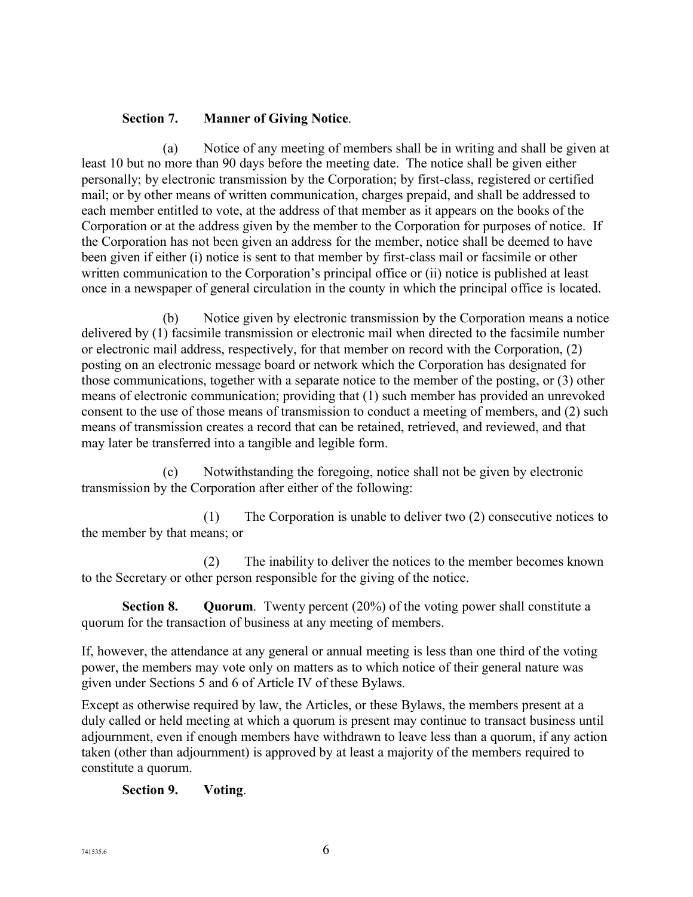**Section 7. Manner of Giving Notice**.

(a) Notice of any meeting of members shall be in writing and shall be given at least 10 but no more than 90 days before the meeting date. The notice shall be given either personally; by electronic transmission by the Corporation; by first-class, registered or certified mail; or by other means of written communication, charges prepaid, and shall be addressed to each member entitled to vote, at the address of that member as it appears on the books of the Corporation or at the address given by the member to the Corporation for purposes of notice. If the Corporation has not been given an address for the member, notice shall be deemed to have been given if either (i) notice is sent to that member by first-class mail or facsimile or other written communication to the Corporation's principal office or (ii) notice is published at least once in a newspaper of general circulation in the county in which the principal office is located.

(b) Notice given by electronic transmission by the Corporation means a notice delivered by (1) facsimile transmission or electronic mail when directed to the facsimile number or electronic mail address, respectively, for that member on record with the Corporation, (2) posting on an electronic message board or network which the Corporation has designated for those communications, together with a separate notice to the member of the posting, or (3) other means of electronic communication; providing that (1) such member has provided an unrevoked consent to the use of those means of transmission to conduct a meeting of members, and (2) such means of transmission creates a record that can be retained, retrieved, and reviewed, and that may later be transferred into a tangible and legible form.

(c) Notwithstanding the foregoing, notice shall not be given by electronic transmission by the Corporation after either of the following:

(1) The Corporation is unable to deliver two (2) consecutive notices to the member by that means; or

(2) The inability to deliver the notices to the member becomes known to the Secretary or other person responsible for the giving of the notice.

**Section 8. Quorum**. Twenty percent (20%) of the voting power shall constitute a quorum for the transaction of business at any meeting of members.

If, however, the attendance at any general or annual meeting is less than one third of the voting power, the members may vote only on matters as to which notice of their general nature was given under Sections 5 and 6 of Article IV of these Bylaws.

Except as otherwise required by law, the Articles, or these Bylaws, the members present at a duly called or held meeting at which a quorum is present may continue to transact business until adjournment, even if enough members have withdrawn to leave less than a quorum, if any action taken (other than adjournment) is approved by at least a majority of the members required to constitute a quorum.

**Section 9. Voting**.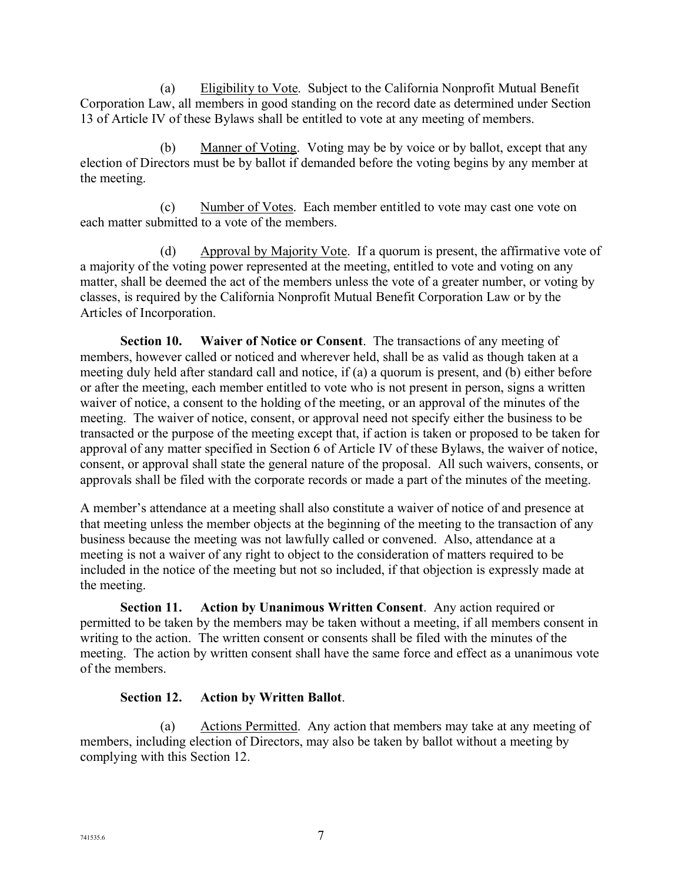(a) Eligibility to Vote. Subject to the California Nonprofit Mutual Benefit Corporation Law, all members in good standing on the record date as determined under Section 13 of Article IV of these Bylaws shall be entitled to vote at any meeting of members.

(b) Manner of Voting. Voting may be by voice or by ballot, except that any election of Directors must be by ballot if demanded before the voting begins by any member at the meeting.

(c) Number of Votes. Each member entitled to vote may cast one vote on each matter submitted to a vote of the members.

(d) Approval by Majority Vote. If a quorum is present, the affirmative vote of a majority of the voting power represented at the meeting, entitled to vote and voting on any matter, shall be deemed the act of the members unless the vote of a greater number, or voting by classes, is required by the California Nonprofit Mutual Benefit Corporation Law or by the Articles of Incorporation.

**Section 10. Waiver of Notice or Consent**. The transactions of any meeting of members, however called or noticed and wherever held, shall be as valid as though taken at a meeting duly held after standard call and notice, if (a) a quorum is present, and (b) either before or after the meeting, each member entitled to vote who is not present in person, signs a written waiver of notice, a consent to the holding of the meeting, or an approval of the minutes of the meeting. The waiver of notice, consent, or approval need not specify either the business to be transacted or the purpose of the meeting except that, if action is taken or proposed to be taken for approval of any matter specified in Section 6 of Article IV of these Bylaws, the waiver of notice, consent, or approval shall state the general nature of the proposal. All such waivers, consents, or approvals shall be filed with the corporate records or made a part of the minutes of the meeting.

A member's attendance at a meeting shall also constitute a waiver of notice of and presence at that meeting unless the member objects at the beginning of the meeting to the transaction of any business because the meeting was not lawfully called or convened. Also, attendance at a meeting is not a waiver of any right to object to the consideration of matters required to be included in the notice of the meeting but not so included, if that objection is expressly made at the meeting.

**Section 11. Action by Unanimous Written Consent**. Any action required or permitted to be taken by the members may be taken without a meeting, if all members consent in writing to the action. The written consent or consents shall be filed with the minutes of the meeting. The action by written consent shall have the same force and effect as a unanimous vote of the members.

**Section 12. Action by Written Ballot**.

(a) Actions Permitted. Any action that members may take at any meeting of members, including election of Directors, may also be taken by ballot without a meeting by complying with this Section 12.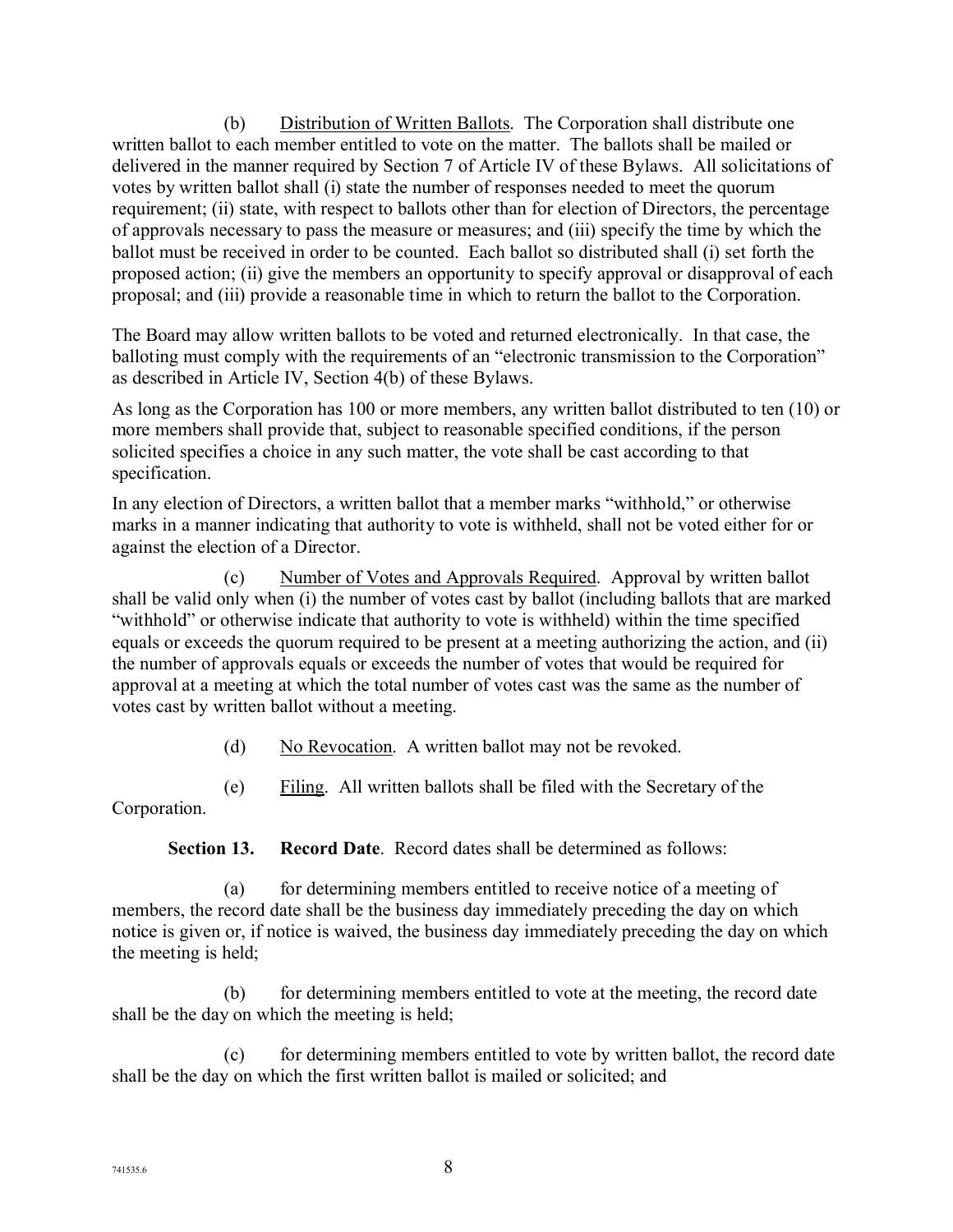(b) Distribution of Written Ballots. The Corporation shall distribute one written ballot to each member entitled to vote on the matter. The ballots shall be mailed or delivered in the manner required by Section 7 of Article IV of these Bylaws. All solicitations of votes by written ballot shall (i) state the number of responses needed to meet the quorum requirement; (ii) state, with respect to ballots other than for election of Directors, the percentage of approvals necessary to pass the measure or measures; and (iii) specify the time by which the ballot must be received in order to be counted. Each ballot so distributed shall (i) set forth the proposed action; (ii) give the members an opportunity to specify approval or disapproval of each proposal; and (iii) provide a reasonable time in which to return the ballot to the Corporation.

The Board may allow written ballots to be voted and returned electronically. In that case, the balloting must comply with the requirements of an "electronic transmission to the Corporation" as described in Article IV, Section 4(b) of these Bylaws.

As long as the Corporation has 100 or more members, any written ballot distributed to ten (10) or more members shall provide that, subject to reasonable specified conditions, if the person solicited specifies a choice in any such matter, the vote shall be cast according to that specification.

In any election of Directors, a written ballot that a member marks "withhold," or otherwise marks in a manner indicating that authority to vote is withheld, shall not be voted either for or against the election of a Director.

(c) Number of Votes and Approvals Required. Approval by written ballot shall be valid only when (i) the number of votes cast by ballot (including ballots that are marked "withhold" or otherwise indicate that authority to vote is withheld) within the time specified equals or exceeds the quorum required to be present at a meeting authorizing the action, and (ii) the number of approvals equals or exceeds the number of votes that would be required for approval at a meeting at which the total number of votes cast was the same as the number of votes cast by written ballot without a meeting.

(d) No Revocation. A written ballot may not be revoked.

(e) Filing. All written ballots shall be filed with the Secretary of the Corporation.

**Section 13. Record Date**. Record dates shall be determined as follows:

(a) for determining members entitled to receive notice of a meeting of members, the record date shall be the business day immediately preceding the day on which notice is given or, if notice is waived, the business day immediately preceding the day on which the meeting is held;

(b) for determining members entitled to vote at the meeting, the record date shall be the day on which the meeting is held;

(c) for determining members entitled to vote by written ballot, the record date shall be the day on which the first written ballot is mailed or solicited; and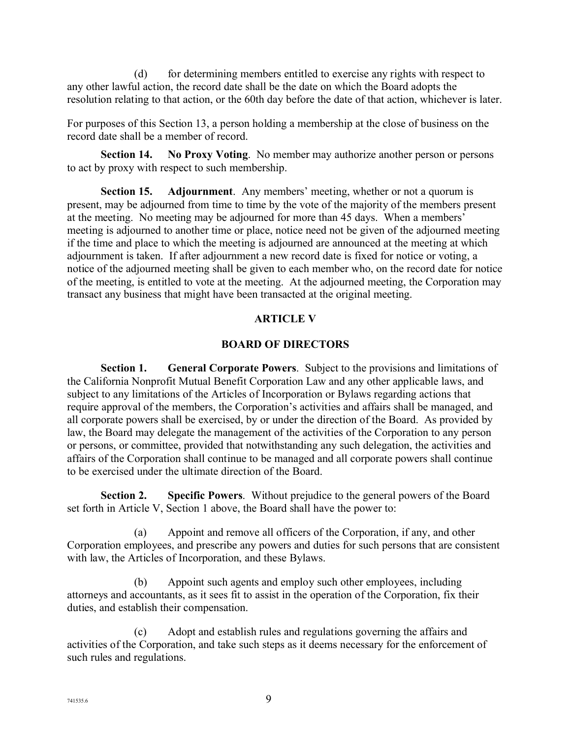(d) for determining members entitled to exercise any rights with respect to any other lawful action, the record date shall be the date on which the Board adopts the resolution relating to that action, or the 60th day before the date of that action, whichever is later.

For purposes of this Section 13, a person holding a membership at the close of business on the record date shall be a member of record.

**Section 14. No Proxy Voting**. No member may authorize another person or persons to act by proxy with respect to such membership.

**Section 15. Adjournment**. Any members' meeting, whether or not a quorum is present, may be adjourned from time to time by the vote of the majority of the members present at the meeting. No meeting may be adjourned for more than 45 days. When a members' meeting is adjourned to another time or place, notice need not be given of the adjourned meeting if the time and place to which the meeting is adjourned are announced at the meeting at which adjournment is taken. If after adjournment a new record date is fixed for notice or voting, a notice of the adjourned meeting shall be given to each member who, on the record date for notice of the meeting, is entitled to vote at the meeting. At the adjourned meeting, the Corporation may transact any business that might have been transacted at the original meeting.

## ARTICLE V

## BOARD OF DIRECTORS

**Section 1. General Corporate Powers**. Subject to the provisions and limitations of the California Nonprofit Mutual Benefit Corporation Law and any other applicable laws, and subject to any limitations of the Articles of Incorporation or Bylaws regarding actions that require approval of the members, the Corporation's activities and affairs shall be managed, and all corporate powers shall be exercised, by or under the direction of the Board. As provided by law, the Board may delegate the management of the activities of the Corporation to any person or persons, or committee, provided that notwithstanding any such delegation, the activities and affairs of the Corporation shall continue to be managed and all corporate powers shall continue to be exercised under the ultimate direction of the Board.

**Section 2. Specific Powers**. Without prejudice to the general powers of the Board set forth in Article V, Section 1 above, the Board shall have the power to:

(a) Appoint and remove all officers of the Corporation, if any, and other Corporation employees, and prescribe any powers and duties for such persons that are consistent with law, the Articles of Incorporation, and these Bylaws.

(b) Appoint such agents and employ such other employees, including attorneys and accountants, as it sees fit to assist in the operation of the Corporation, fix their duties, and establish their compensation.

(c) Adopt and establish rules and regulations governing the affairs and activities of the Corporation, and take such steps as it deems necessary for the enforcement of such rules and regulations.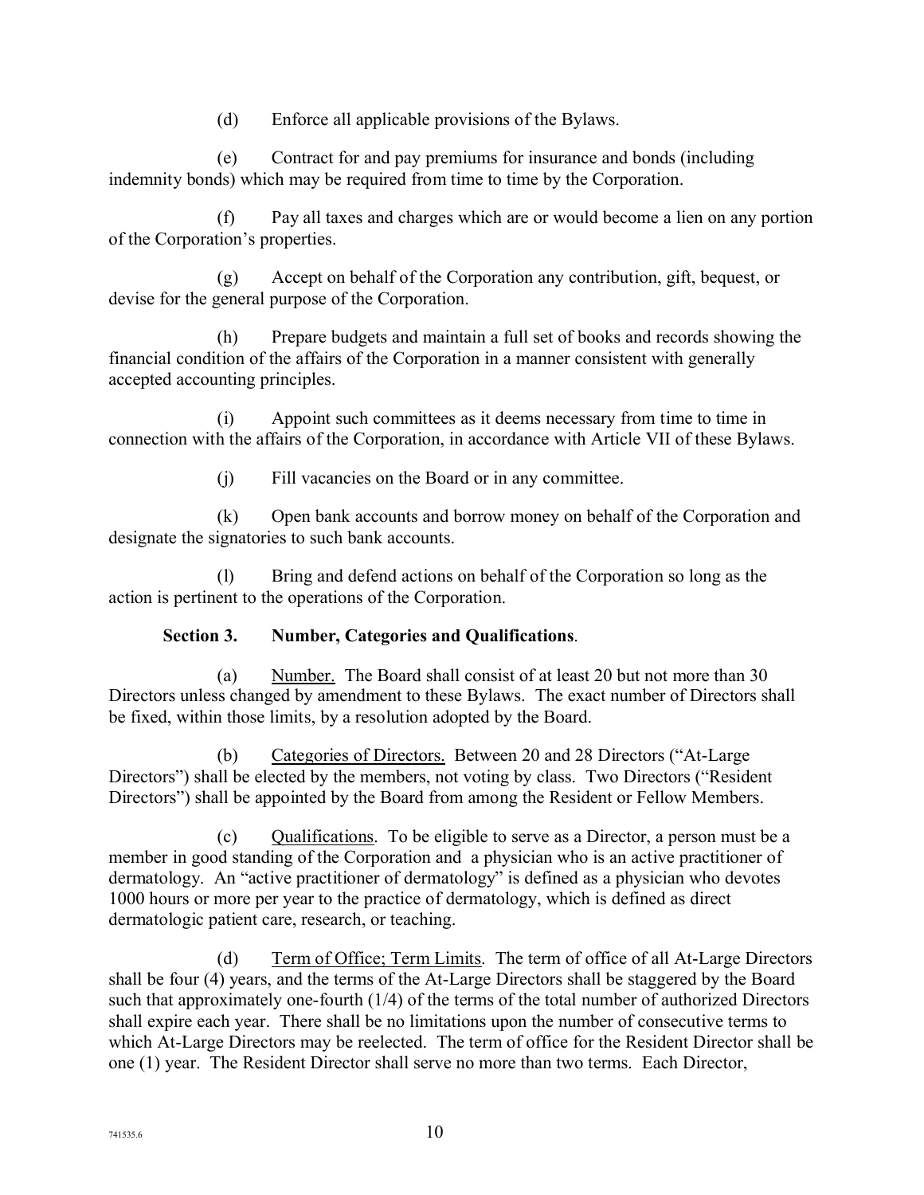(d) Enforce all applicable provisions of the Bylaws.

(e) Contract for and pay premiums for insurance and bonds (including indemnity bonds) which may be required from time to time by the Corporation.

(f) Pay all taxes and charges which are or would become a lien on any portion of the Corporation's properties.

(g) Accept on behalf of the Corporation any contribution, gift, bequest, or devise for the general purpose of the Corporation.

(h) Prepare budgets and maintain a full set of books and records showing the financial condition of the affairs of the Corporation in a manner consistent with generally accepted accounting principles.

(i) Appoint such committees as it deems necessary from time to time in connection with the affairs of the Corporation, in accordance with Article VII of these Bylaws.

(j) Fill vacancies on the Board or in any committee.

(k) Open bank accounts and borrow money on behalf of the Corporation and designate the signatories to such bank accounts.

(l) Bring and defend actions on behalf of the Corporation so long as the action is pertinent to the operations of the Corporation.

**Section 3. Number, Categories and Qualifications**.

(a) Number. The Board shall consist of at least 20 but not more than 30 Directors unless changed by amendment to these Bylaws. The exact number of Directors shall be fixed, within those limits, by a resolution adopted by the Board.

(b) Categories of Directors. Between 20 and 28 Directors ("At-Large Directors") shall be elected by the members, not voting by class. Two Directors ("Resident Directors") shall be appointed by the Board from among the Resident or Fellow Members.

(c) Qualifications. To be eligible to serve as a Director, a person must be a member in good standing of the Corporation and a physician who is an active practitioner of dermatology. An "active practitioner of dermatology" is defined as a physician who devotes 1000 hours or more per year to the practice of dermatology, which is defined as direct dermatologic patient care, research, or teaching.

(d) Term of Office; Term Limits. The term of office of all At-Large Directors shall be four (4) years, and the terms of the At-Large Directors shall be staggered by the Board such that approximately one-fourth (1/4) of the terms of the total number of authorized Directors shall expire each year. There shall be no limitations upon the number of consecutive terms to which At-Large Directors may be reelected. The term of office for the Resident Director shall be one (1) year. The Resident Director shall serve no more than two terms. Each Director,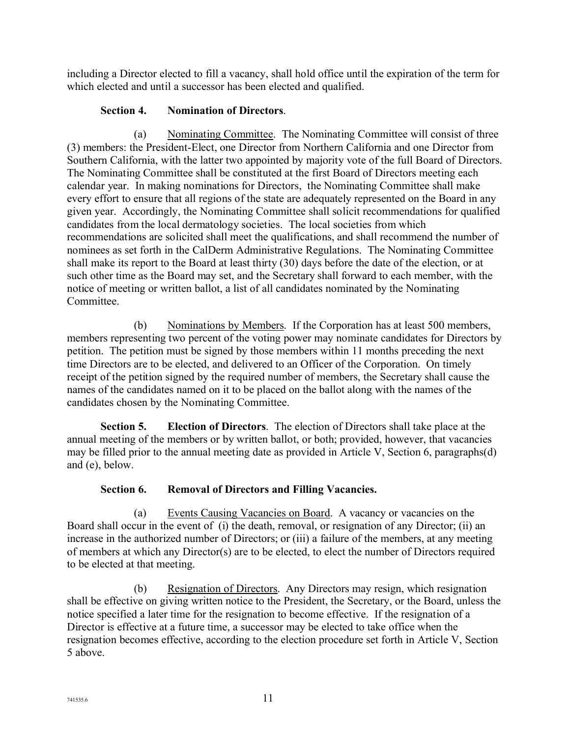including a Director elected to fill a vacancy, shall hold office until the expiration of the term for which elected and until a successor has been elected and qualified.

**Section 4. Nomination of Directors**.

(a) Nominating Committee. The Nominating Committee will consist of three (3) members: the President-Elect, one Director from Northern California and one Director from Southern California, with the latter two appointed by majority vote of the full Board of Directors. The Nominating Committee shall be constituted at the first Board of Directors meeting each calendar year. In making nominations for Directors, the Nominating Committee shall make every effort to ensure that all regions of the state are adequately represented on the Board in any given year. Accordingly, the Nominating Committee shall solicit recommendations for qualified candidates from the local dermatology societies. The local societies from which recommendations are solicited shall meet the qualifications, and shall recommend the number of nominees as set forth in the CalDerm Administrative Regulations. The Nominating Committee shall make its report to the Board at least thirty (30) days before the date of the election, or at such other time as the Board may set, and the Secretary shall forward to each member, with the notice of meeting or written ballot, a list of all candidates nominated by the Nominating Committee.

(b) Nominations by Members. If the Corporation has at least 500 members, members representing two percent of the voting power may nominate candidates for Directors by petition. The petition must be signed by those members within 11 months preceding the next time Directors are to be elected, and delivered to an Officer of the Corporation. On timely receipt of the petition signed by the required number of members, the Secretary shall cause the names of the candidates named on it to be placed on the ballot along with the names of the candidates chosen by the Nominating Committee.

**Section 5. Election of Directors**. The election of Directors shall take place at the annual meeting of the members or by written ballot, or both; provided, however, that vacancies may be filled prior to the annual meeting date as provided in Article V, Section 6, paragraphs(d) and (e), below.

**Section 6. Removal of Directors and Filling Vacancies.**

(a) Events Causing Vacancies on Board. A vacancy or vacancies on the Board shall occur in the event of (i) the death, removal, or resignation of any Director; (ii) an increase in the authorized number of Directors; or (iii) a failure of the members, at any meeting of members at which any Director(s) are to be elected, to elect the number of Directors required to be elected at that meeting.

(b) Resignation of Directors. Any Directors may resign, which resignation shall be effective on giving written notice to the President, the Secretary, or the Board, unless the notice specified a later time for the resignation to become effective. If the resignation of a Director is effective at a future time, a successor may be elected to take office when the resignation becomes effective, according to the election procedure set forth in Article V, Section 5 above.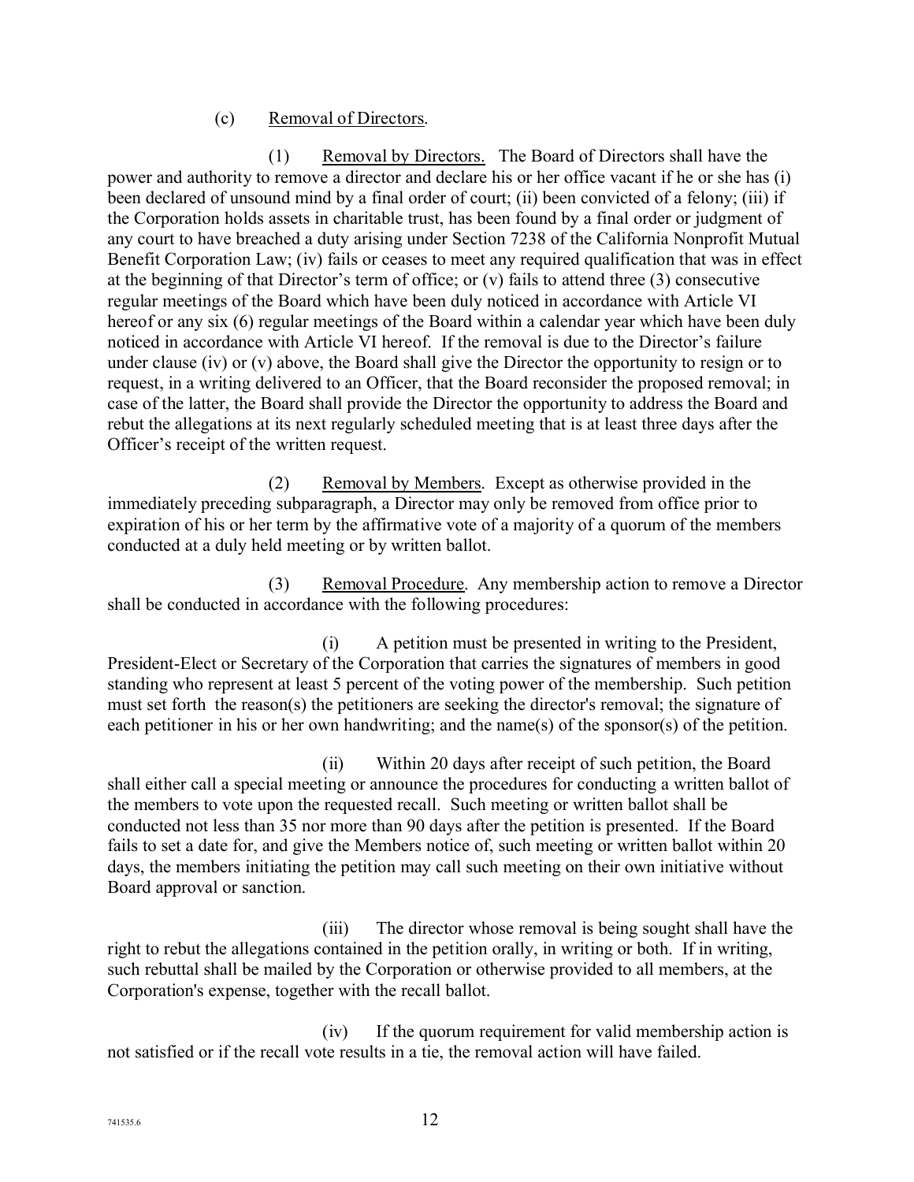(c) Removal of Directors.

(1) Removal by Directors. The Board of Directors shall have the power and authority to remove a director and declare his or her office vacant if he or she has (i) been declared of unsound mind by a final order of court; (ii) been convicted of a felony; (iii) if the Corporation holds assets in charitable trust, has been found by a final order or judgment of any court to have breached a duty arising under Section 7238 of the California Nonprofit Mutual Benefit Corporation Law; (iv) fails or ceases to meet any required qualification that was in effect at the beginning of that Director's term of office; or (v) fails to attend three (3) consecutive regular meetings of the Board which have been duly noticed in accordance with Article VI hereof or any six (6) regular meetings of the Board within a calendar year which have been duly noticed in accordance with Article VI hereof. If the removal is due to the Director's failure under clause (iv) or (v) above, the Board shall give the Director the opportunity to resign or to request, in a writing delivered to an Officer, that the Board reconsider the proposed removal; in case of the latter, the Board shall provide the Director the opportunity to address the Board and rebut the allegations at its next regularly scheduled meeting that is at least three days after the Officer's receipt of the written request.

(2) Removal by Members. Except as otherwise provided in the immediately preceding subparagraph, a Director may only be removed from office prior to expiration of his or her term by the affirmative vote of a majority of a quorum of the members conducted at a duly held meeting or by written ballot.

(3) Removal Procedure. Any membership action to remove a Director shall be conducted in accordance with the following procedures:

(i) A petition must be presented in writing to the President, President-Elect or Secretary of the Corporation that carries the signatures of members in good standing who represent at least 5 percent of the voting power of the membership. Such petition must set forth the reason(s) the petitioners are seeking the director's removal; the signature of each petitioner in his or her own handwriting; and the name(s) of the sponsor(s) of the petition.

(ii) Within 20 days after receipt of such petition, the Board shall either call a special meeting or announce the procedures for conducting a written ballot of the members to vote upon the requested recall. Such meeting or written ballot shall be conducted not less than 35 nor more than 90 days after the petition is presented. If the Board fails to set a date for, and give the Members notice of, such meeting or written ballot within 20 days, the members initiating the petition may call such meeting on their own initiative without Board approval or sanction.

(iii) The director whose removal is being sought shall have the right to rebut the allegations contained in the petition orally, in writing or both. If in writing, such rebuttal shall be mailed by the Corporation or otherwise provided to all members, at the Corporation's expense, together with the recall ballot.

(iv) If the quorum requirement for valid membership action is not satisfied or if the recall vote results in a tie, the removal action will have failed.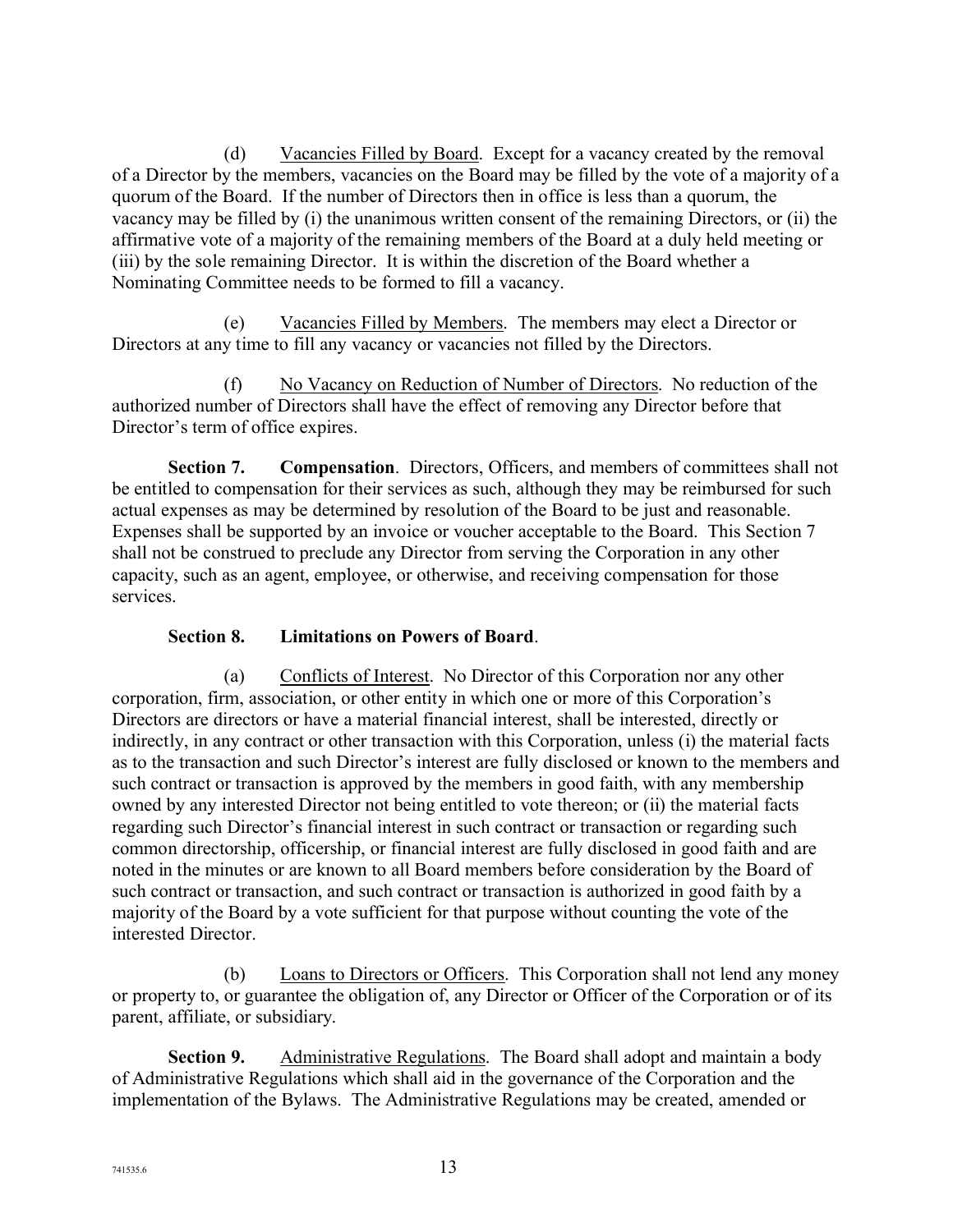(d) Vacancies Filled by Board. Except for a vacancy created by the removal of a Director by the members, vacancies on the Board may be filled by the vote of a majority of a quorum of the Board. If the number of Directors then in office is less than a quorum, the vacancy may be filled by (i) the unanimous written consent of the remaining Directors, or (ii) the affirmative vote of a majority of the remaining members of the Board at a duly held meeting or (iii) by the sole remaining Director. It is within the discretion of the Board whether a Nominating Committee needs to be formed to fill a vacancy.

(e) Vacancies Filled by Members. The members may elect a Director or Directors at any time to fill any vacancy or vacancies not filled by the Directors.

(f) No Vacancy on Reduction of Number of Directors. No reduction of the authorized number of Directors shall have the effect of removing any Director before that Director's term of office expires.

**Section 7. Compensation**. Directors, Officers, and members of committees shall not be entitled to compensation for their services as such, although they may be reimbursed for such actual expenses as may be determined by resolution of the Board to be just and reasonable. Expenses shall be supported by an invoice or voucher acceptable to the Board. This Section 7 shall not be construed to preclude any Director from serving the Corporation in any other capacity, such as an agent, employee, or otherwise, and receiving compensation for those services.

**Section 8. Limitations on Powers of Board**.

(a) Conflicts of Interest. No Director of this Corporation nor any other corporation, firm, association, or other entity in which one or more of this Corporation's Directors are directors or have a material financial interest, shall be interested, directly or indirectly, in any contract or other transaction with this Corporation, unless (i) the material facts as to the transaction and such Director's interest are fully disclosed or known to the members and such contract or transaction is approved by the members in good faith, with any membership owned by any interested Director not being entitled to vote thereon; or (ii) the material facts regarding such Director's financial interest in such contract or transaction or regarding such common directorship, officership, or financial interest are fully disclosed in good faith and are noted in the minutes or are known to all Board members before consideration by the Board of such contract or transaction, and such contract or transaction is authorized in good faith by a majority of the Board by a vote sufficient for that purpose without counting the vote of the interested Director.

(b) Loans to Directors or Officers. This Corporation shall not lend any money or property to, or guarantee the obligation of, any Director or Officer of the Corporation or of its parent, affiliate, or subsidiary.

**Section 9.** Administrative Regulations. The Board shall adopt and maintain a body of Administrative Regulations which shall aid in the governance of the Corporation and the implementation of the Bylaws. The Administrative Regulations may be created, amended or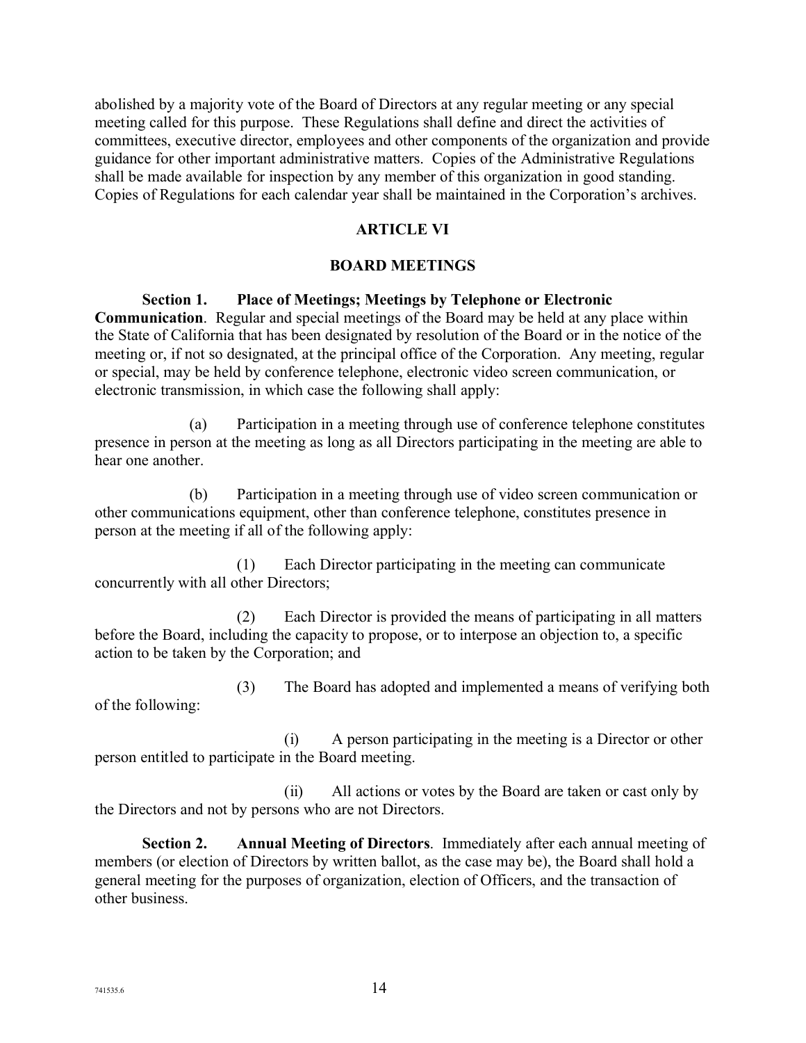abolished by a majority vote of the Board of Directors at any regular meeting or any special meeting called for this purpose. These Regulations shall define and direct the activities of committees, executive director, employees and other components of the organization and provide guidance for other important administrative matters. Copies of the Administrative Regulations shall be made available for inspection by any member of this organization in good standing. Copies of Regulations for each calendar year shall be maintained in the Corporation's archives.

## ARTICLE VI

## BOARD MEETINGS

**Section 1. Place of Meetings; Meetings by Telephone or Electronic Communication**. Regular and special meetings of the Board may be held at any place within the State of California that has been designated by resolution of the Board or in the notice of the meeting or, if not so designated, at the principal office of the Corporation. Any meeting, regular or special, may be held by conference telephone, electronic video screen communication, or electronic transmission, in which case the following shall apply:

(a) Participation in a meeting through use of conference telephone constitutes presence in person at the meeting as long as all Directors participating in the meeting are able to hear one another.

(b) Participation in a meeting through use of video screen communication or other communications equipment, other than conference telephone, constitutes presence in person at the meeting if all of the following apply:

(1) Each Director participating in the meeting can communicate concurrently with all other Directors;

(2) Each Director is provided the means of participating in all matters before the Board, including the capacity to propose, or to interpose an objection to, a specific action to be taken by the Corporation; and

(3) The Board has adopted and implemented a means of verifying both of the following:

(i) A person participating in the meeting is a Director or other person entitled to participate in the Board meeting.

(ii) All actions or votes by the Board are taken or cast only by the Directors and not by persons who are not Directors.

**Section 2. Annual Meeting of Directors**. Immediately after each annual meeting of members (or election of Directors by written ballot, as the case may be), the Board shall hold a general meeting for the purposes of organization, election of Officers, and the transaction of other business.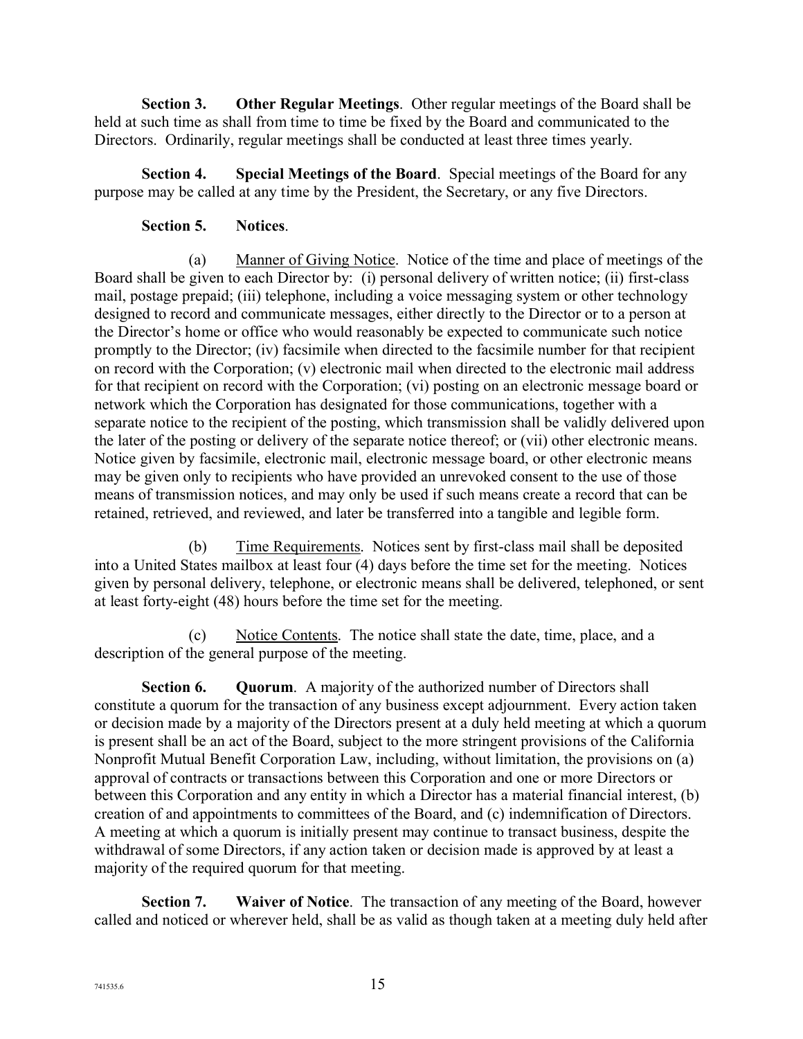**Section 3. Other Regular Meetings**. Other regular meetings of the Board shall be held at such time as shall from time to time be fixed by the Board and communicated to the Directors. Ordinarily, regular meetings shall be conducted at least three times yearly.

**Section 4. Special Meetings of the Board**. Special meetings of the Board for any purpose may be called at any time by the President, the Secretary, or any five Directors.

**Section 5. Notices**.

(a) Manner of Giving Notice. Notice of the time and place of meetings of the Board shall be given to each Director by: (i) personal delivery of written notice; (ii) first-class mail, postage prepaid; (iii) telephone, including a voice messaging system or other technology designed to record and communicate messages, either directly to the Director or to a person at the Director's home or office who would reasonably be expected to communicate such notice promptly to the Director; (iv) facsimile when directed to the facsimile number for that recipient on record with the Corporation; (v) electronic mail when directed to the electronic mail address for that recipient on record with the Corporation; (vi) posting on an electronic message board or network which the Corporation has designated for those communications, together with a separate notice to the recipient of the posting, which transmission shall be validly delivered upon the later of the posting or delivery of the separate notice thereof; or (vii) other electronic means. Notice given by facsimile, electronic mail, electronic message board, or other electronic means may be given only to recipients who have provided an unrevoked consent to the use of those means of transmission notices, and may only be used if such means create a record that can be retained, retrieved, and reviewed, and later be transferred into a tangible and legible form.

(b) Time Requirements. Notices sent by first-class mail shall be deposited into a United States mailbox at least four (4) days before the time set for the meeting. Notices given by personal delivery, telephone, or electronic means shall be delivered, telephoned, or sent at least forty-eight (48) hours before the time set for the meeting.

(c) Notice Contents. The notice shall state the date, time, place, and a description of the general purpose of the meeting.

**Section 6. Quorum**. A majority of the authorized number of Directors shall constitute a quorum for the transaction of any business except adjournment. Every action taken or decision made by a majority of the Directors present at a duly held meeting at which a quorum is present shall be an act of the Board, subject to the more stringent provisions of the California Nonprofit Mutual Benefit Corporation Law, including, without limitation, the provisions on (a) approval of contracts or transactions between this Corporation and one or more Directors or between this Corporation and any entity in which a Director has a material financial interest, (b) creation of and appointments to committees of the Board, and (c) indemnification of Directors. A meeting at which a quorum is initially present may continue to transact business, despite the withdrawal of some Directors, if any action taken or decision made is approved by at least a majority of the required quorum for that meeting.

**Section 7. Waiver of Notice**. The transaction of any meeting of the Board, however called and noticed or wherever held, shall be as valid as though taken at a meeting duly held after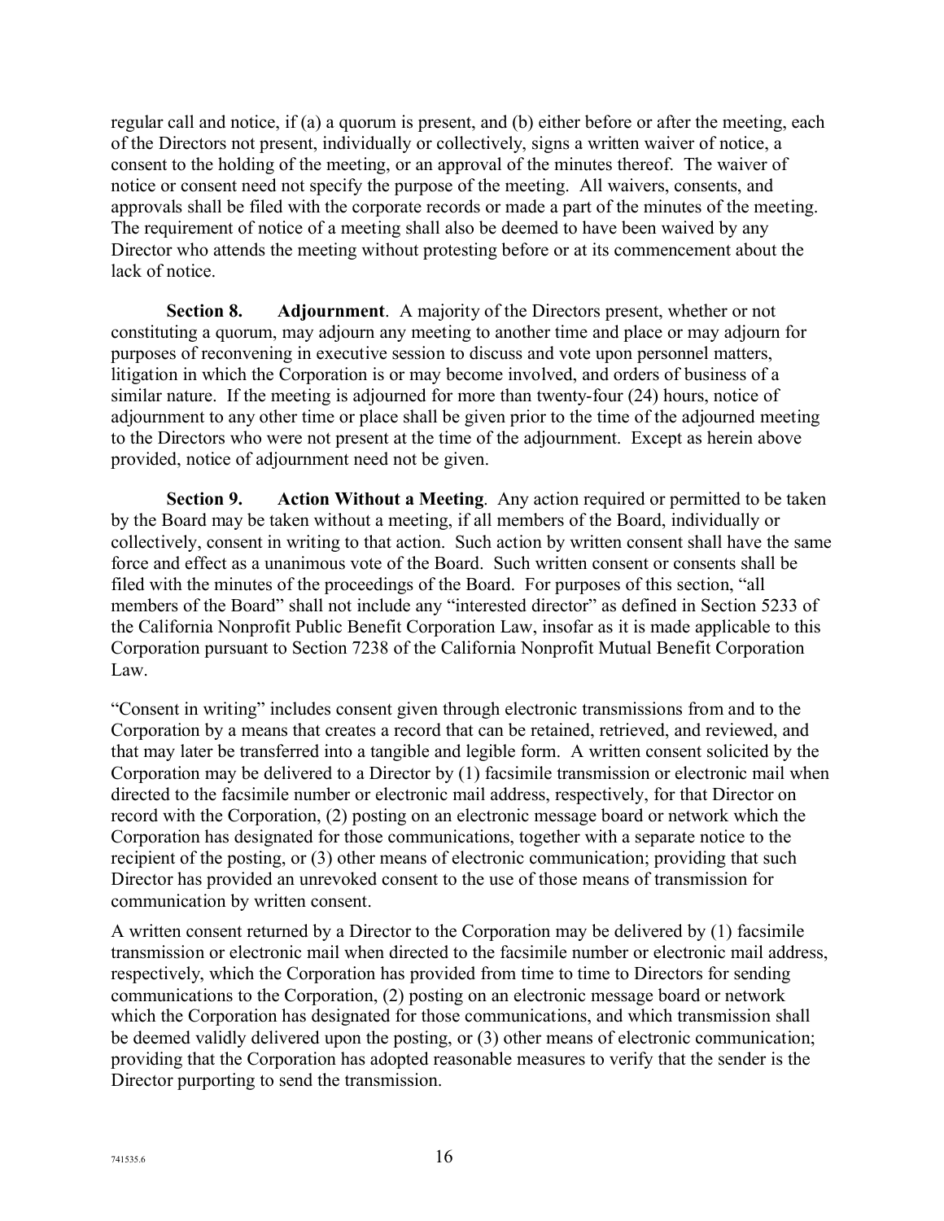regular call and notice, if (a) a quorum is present, and (b) either before or after the meeting, each of the Directors not present, individually or collectively, signs a written waiver of notice, a consent to the holding of the meeting, or an approval of the minutes thereof. The waiver of notice or consent need not specify the purpose of the meeting. All waivers, consents, and approvals shall be filed with the corporate records or made a part of the minutes of the meeting. The requirement of notice of a meeting shall also be deemed to have been waived by any Director who attends the meeting without protesting before or at its commencement about the lack of notice.

**Section 8. Adjournment**. A majority of the Directors present, whether or not constituting a quorum, may adjourn any meeting to another time and place or may adjourn for purposes of reconvening in executive session to discuss and vote upon personnel matters, litigation in which the Corporation is or may become involved, and orders of business of a similar nature. If the meeting is adjourned for more than twenty-four (24) hours, notice of adjournment to any other time or place shall be given prior to the time of the adjourned meeting to the Directors who were not present at the time of the adjournment. Except as herein above provided, notice of adjournment need not be given.

**Section 9. Action Without a Meeting**. Any action required or permitted to be taken by the Board may be taken without a meeting, if all members of the Board, individually or collectively, consent in writing to that action. Such action by written consent shall have the same force and effect as a unanimous vote of the Board. Such written consent or consents shall be filed with the minutes of the proceedings of the Board. For purposes of this section, "all members of the Board" shall not include any "interested director" as defined in Section 5233 of the California Nonprofit Public Benefit Corporation Law, insofar as it is made applicable to this Corporation pursuant to Section 7238 of the California Nonprofit Mutual Benefit Corporation Law.

"Consent in writing" includes consent given through electronic transmissions from and to the Corporation by a means that creates a record that can be retained, retrieved, and reviewed, and that may later be transferred into a tangible and legible form. A written consent solicited by the Corporation may be delivered to a Director by (1) facsimile transmission or electronic mail when directed to the facsimile number or electronic mail address, respectively, for that Director on record with the Corporation, (2) posting on an electronic message board or network which the Corporation has designated for those communications, together with a separate notice to the recipient of the posting, or (3) other means of electronic communication; providing that such Director has provided an unrevoked consent to the use of those means of transmission for communication by written consent.

A written consent returned by a Director to the Corporation may be delivered by (1) facsimile transmission or electronic mail when directed to the facsimile number or electronic mail address, respectively, which the Corporation has provided from time to time to Directors for sending communications to the Corporation, (2) posting on an electronic message board or network which the Corporation has designated for those communications, and which transmission shall be deemed validly delivered upon the posting, or (3) other means of electronic communication; providing that the Corporation has adopted reasonable measures to verify that the sender is the Director purporting to send the transmission.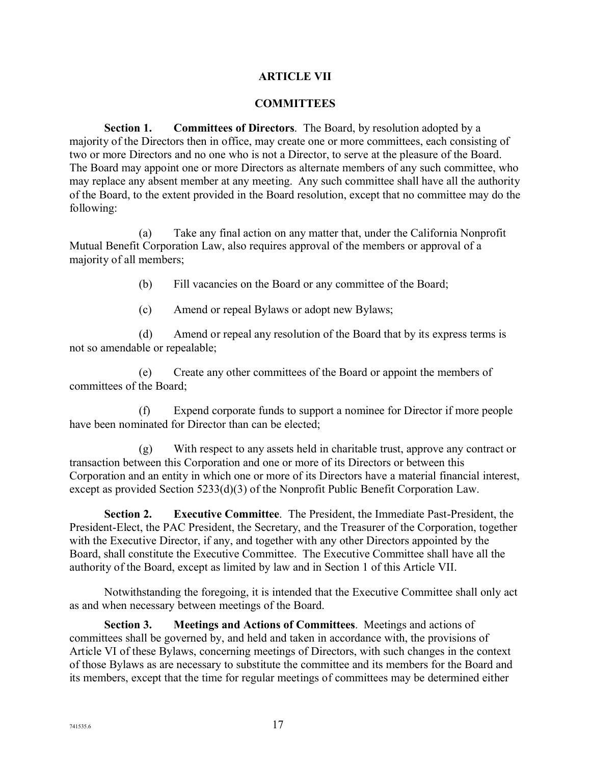## ARTICLE VII

## COMMITTEES

**Section 1. Committees of Directors**. The Board, by resolution adopted by a majority of the Directors then in office, may create one or more committees, each consisting of two or more Directors and no one who is not a Director, to serve at the pleasure of the Board. The Board may appoint one or more Directors as alternate members of any such committee, who may replace any absent member at any meeting. Any such committee shall have all the authority of the Board, to the extent provided in the Board resolution, except that no committee may do the following:

(a) Take any final action on any matter that, under the California Nonprofit Mutual Benefit Corporation Law, also requires approval of the members or approval of a majority of all members;

(b) Fill vacancies on the Board or any committee of the Board;

(c) Amend or repeal Bylaws or adopt new Bylaws;

(d) Amend or repeal any resolution of the Board that by its express terms is not so amendable or repealable;

(e) Create any other committees of the Board or appoint the members of committees of the Board;

(f) Expend corporate funds to support a nominee for Director if more people have been nominated for Director than can be elected;

(g) With respect to any assets held in charitable trust, approve any contract or transaction between this Corporation and one or more of its Directors or between this Corporation and an entity in which one or more of its Directors have a material financial interest, except as provided Section 5233(d)(3) of the Nonprofit Public Benefit Corporation Law.

**Section 2. Executive Committee**. The President, the Immediate Past-President, the President-Elect, the PAC President, the Secretary, and the Treasurer of the Corporation, together with the Executive Director, if any, and together with any other Directors appointed by the Board, shall constitute the Executive Committee. The Executive Committee shall have all the authority of the Board, except as limited by law and in Section 1 of this Article VII.

Notwithstanding the foregoing, it is intended that the Executive Committee shall only act as and when necessary between meetings of the Board.

**Section 3. Meetings and Actions of Committees**. Meetings and actions of committees shall be governed by, and held and taken in accordance with, the provisions of Article VI of these Bylaws, concerning meetings of Directors, with such changes in the context of those Bylaws as are necessary to substitute the committee and its members for the Board and its members, except that the time for regular meetings of committees may be determined either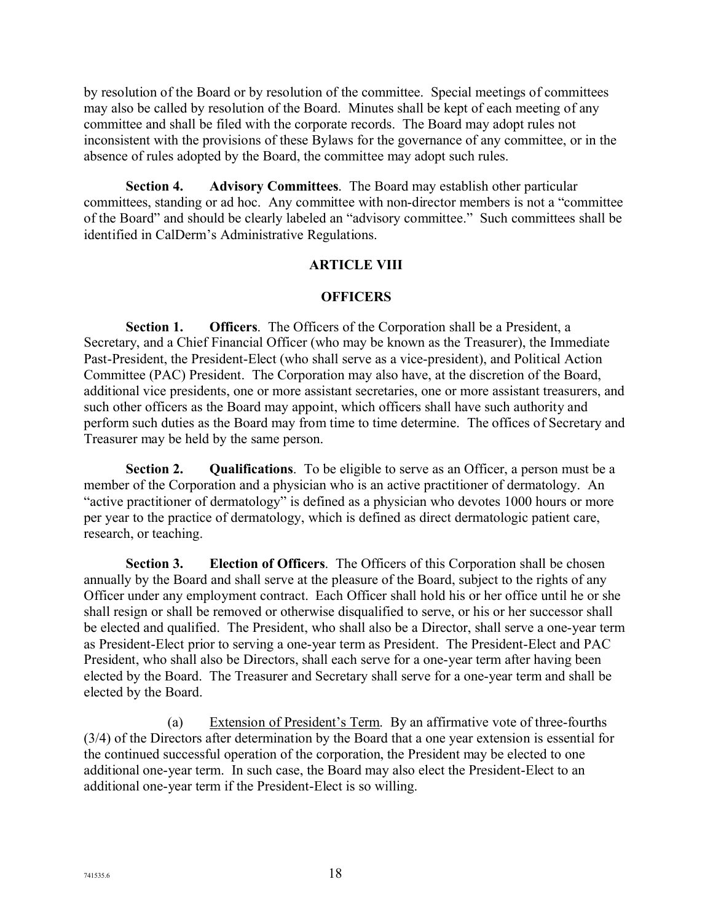by resolution of the Board or by resolution of the committee. Special meetings of committees may also be called by resolution of the Board. Minutes shall be kept of each meeting of any committee and shall be filed with the corporate records. The Board may adopt rules not inconsistent with the provisions of these Bylaws for the governance of any committee, or in the absence of rules adopted by the Board, the committee may adopt such rules.

**Section 4. Advisory Committees**. The Board may establish other particular committees, standing or ad hoc. Any committee with non-director members is not a "committee of the Board" and should be clearly labeled an "advisory committee." Such committees shall be identified in CalDerm's Administrative Regulations.

## ARTICLE VIII

## OFFICERS

**Section 1. Officers**. The Officers of the Corporation shall be a President, a Secretary, and a Chief Financial Officer (who may be known as the Treasurer), the Immediate Past-President, the President-Elect (who shall serve as a vice-president), and Political Action Committee (PAC) President. The Corporation may also have, at the discretion of the Board, additional vice presidents, one or more assistant secretaries, one or more assistant treasurers, and such other officers as the Board may appoint, which officers shall have such authority and perform such duties as the Board may from time to time determine. The offices of Secretary and Treasurer may be held by the same person.

**Section 2. Qualifications**. To be eligible to serve as an Officer, a person must be a member of the Corporation and a physician who is an active practitioner of dermatology. An "active practitioner of dermatology" is defined as a physician who devotes 1000 hours or more per year to the practice of dermatology, which is defined as direct dermatologic patient care, research, or teaching.

**Section 3. Election of Officers**. The Officers of this Corporation shall be chosen annually by the Board and shall serve at the pleasure of the Board, subject to the rights of any Officer under any employment contract. Each Officer shall hold his or her office until he or she shall resign or shall be removed or otherwise disqualified to serve, or his or her successor shall be elected and qualified. The President, who shall also be a Director, shall serve a one-year term as President-Elect prior to serving a one-year term as President. The President-Elect and PAC President, who shall also be Directors, shall each serve for a one-year term after having been elected by the Board. The Treasurer and Secretary shall serve for a one-year term and shall be elected by the Board.

(a) Extension of President's Term. By an affirmative vote of three-fourths (3/4) of the Directors after determination by the Board that a one year extension is essential for the continued successful operation of the corporation, the President may be elected to one additional one-year term. In such case, the Board may also elect the President-Elect to an additional one-year term if the President-Elect is so willing.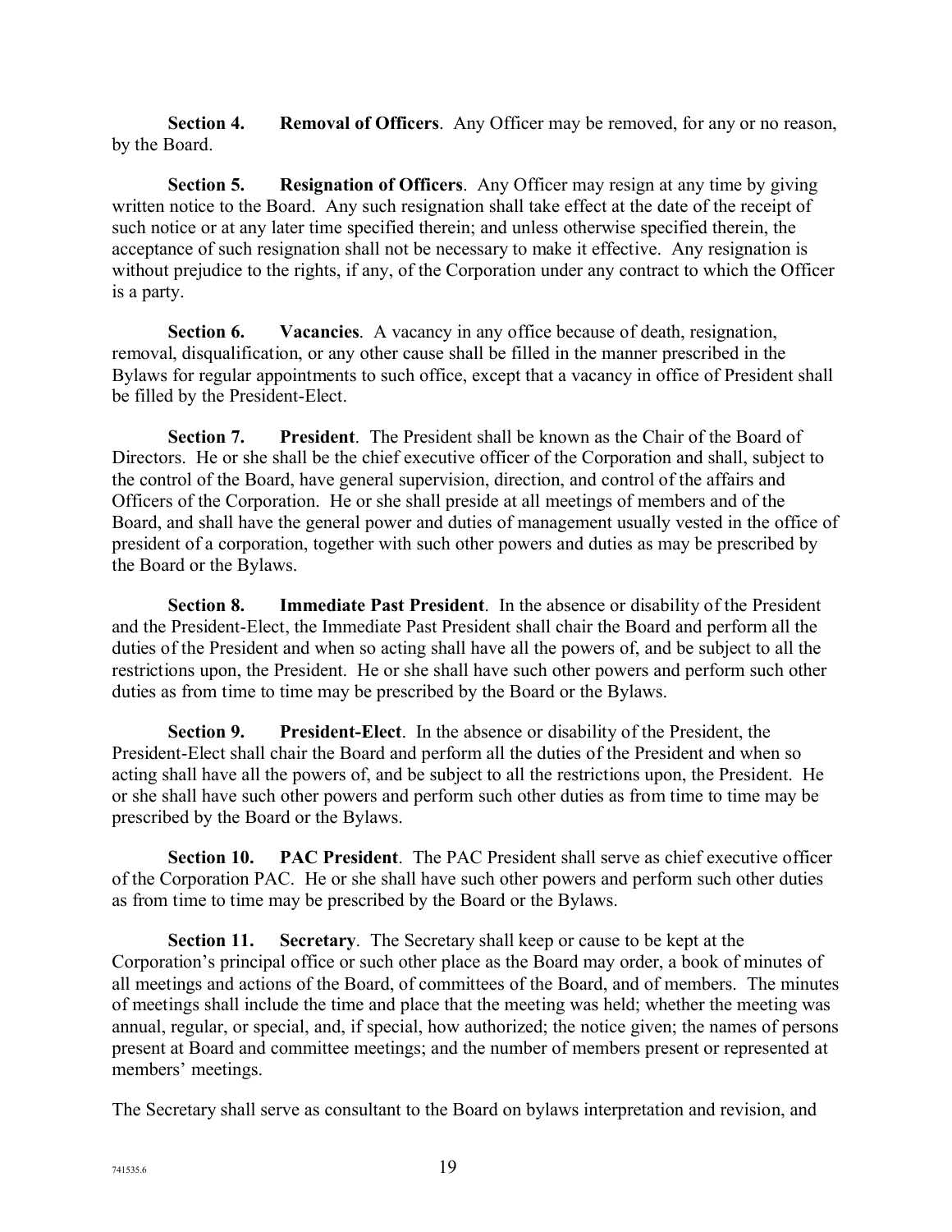**Section 4. Removal of Officers**. Any Officer may be removed, for any or no reason, by the Board.

**Section 5. Resignation of Officers**. Any Officer may resign at any time by giving written notice to the Board. Any such resignation shall take effect at the date of the receipt of such notice or at any later time specified therein; and unless otherwise specified therein, the acceptance of such resignation shall not be necessary to make it effective. Any resignation is without prejudice to the rights, if any, of the Corporation under any contract to which the Officer is a party.

**Section 6. Vacancies**. A vacancy in any office because of death, resignation, removal, disqualification, or any other cause shall be filled in the manner prescribed in the Bylaws for regular appointments to such office, except that a vacancy in office of President shall be filled by the President-Elect.

**Section 7. President**. The President shall be known as the Chair of the Board of Directors. He or she shall be the chief executive officer of the Corporation and shall, subject to the control of the Board, have general supervision, direction, and control of the affairs and Officers of the Corporation. He or she shall preside at all meetings of members and of the Board, and shall have the general power and duties of management usually vested in the office of president of a corporation, together with such other powers and duties as may be prescribed by the Board or the Bylaws.

**Section 8. Immediate Past President**. In the absence or disability of the President and the President-Elect, the Immediate Past President shall chair the Board and perform all the duties of the President and when so acting shall have all the powers of, and be subject to all the restrictions upon, the President. He or she shall have such other powers and perform such other duties as from time to time may be prescribed by the Board or the Bylaws.

**Section 9. President-Elect**. In the absence or disability of the President, the President-Elect shall chair the Board and perform all the duties of the President and when so acting shall have all the powers of, and be subject to all the restrictions upon, the President. He or she shall have such other powers and perform such other duties as from time to time may be prescribed by the Board or the Bylaws.

**Section 10. PAC President**. The PAC President shall serve as chief executive officer of the Corporation PAC. He or she shall have such other powers and perform such other duties as from time to time may be prescribed by the Board or the Bylaws.

**Section 11. Secretary**. The Secretary shall keep or cause to be kept at the Corporation's principal office or such other place as the Board may order, a book of minutes of all meetings and actions of the Board, of committees of the Board, and of members. The minutes of meetings shall include the time and place that the meeting was held; whether the meeting was annual, regular, or special, and, if special, how authorized; the notice given; the names of persons present at Board and committee meetings; and the number of members present or represented at members' meetings.

The Secretary shall serve as consultant to the Board on bylaws interpretation and revision, and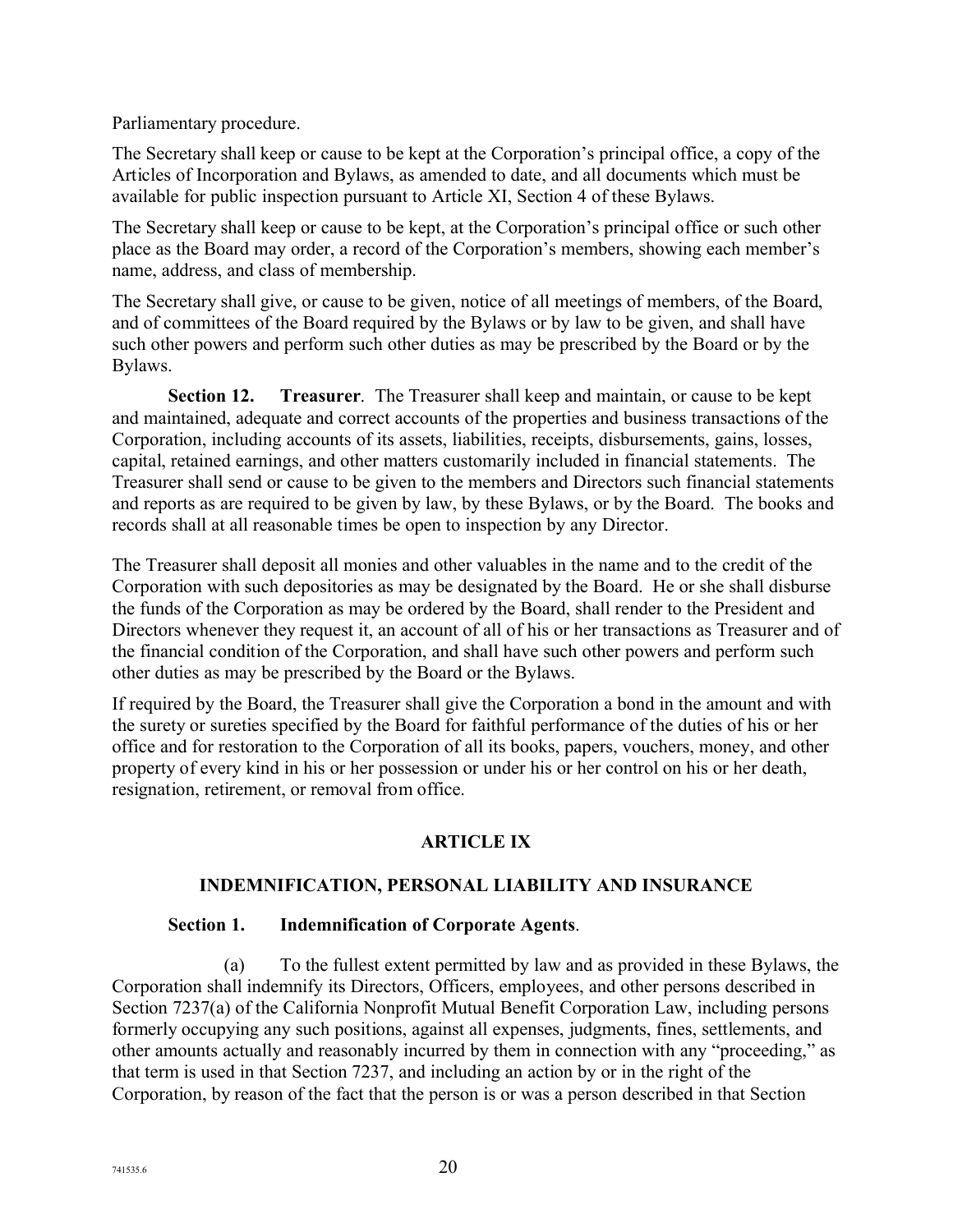Parliamentary procedure.

The Secretary shall keep or cause to be kept at the Corporation's principal office, a copy of the Articles of Incorporation and Bylaws, as amended to date, and all documents which must be available for public inspection pursuant to Article XI, Section 4 of these Bylaws.

The Secretary shall keep or cause to be kept, at the Corporation's principal office or such other place as the Board may order, a record of the Corporation's members, showing each member's name, address, and class of membership.

The Secretary shall give, or cause to be given, notice of all meetings of members, of the Board, and of committees of the Board required by the Bylaws or by law to be given, and shall have such other powers and perform such other duties as may be prescribed by the Board or by the Bylaws.

**Section 12. Treasurer**. The Treasurer shall keep and maintain, or cause to be kept and maintained, adequate and correct accounts of the properties and business transactions of the Corporation, including accounts of its assets, liabilities, receipts, disbursements, gains, losses, capital, retained earnings, and other matters customarily included in financial statements. The Treasurer shall send or cause to be given to the members and Directors such financial statements and reports as are required to be given by law, by these Bylaws, or by the Board. The books and records shall at all reasonable times be open to inspection by any Director.

The Treasurer shall deposit all monies and other valuables in the name and to the credit of the Corporation with such depositories as may be designated by the Board. He or she shall disburse the funds of the Corporation as may be ordered by the Board, shall render to the President and Directors whenever they request it, an account of all of his or her transactions as Treasurer and of the financial condition of the Corporation, and shall have such other powers and perform such other duties as may be prescribed by the Board or the Bylaws.

If required by the Board, the Treasurer shall give the Corporation a bond in the amount and with the surety or sureties specified by the Board for faithful performance of the duties of his or her office and for restoration to the Corporation of all its books, papers, vouchers, money, and other property of every kind in his or her possession or under his or her control on his or her death, resignation, retirement, or removal from office.

## ARTICLE IX

## INDEMNIFICATION, PERSONAL LIABILITY AND INSURANCE

**Section 1. Indemnification of Corporate Agents**.

(a) To the fullest extent permitted by law and as provided in these Bylaws, the Corporation shall indemnify its Directors, Officers, employees, and other persons described in Section 7237(a) of the California Nonprofit Mutual Benefit Corporation Law, including persons formerly occupying any such positions, against all expenses, judgments, fines, settlements, and other amounts actually and reasonably incurred by them in connection with any "proceeding," as that term is used in that Section 7237, and including an action by or in the right of the Corporation, by reason of the fact that the person is or was a person described in that Section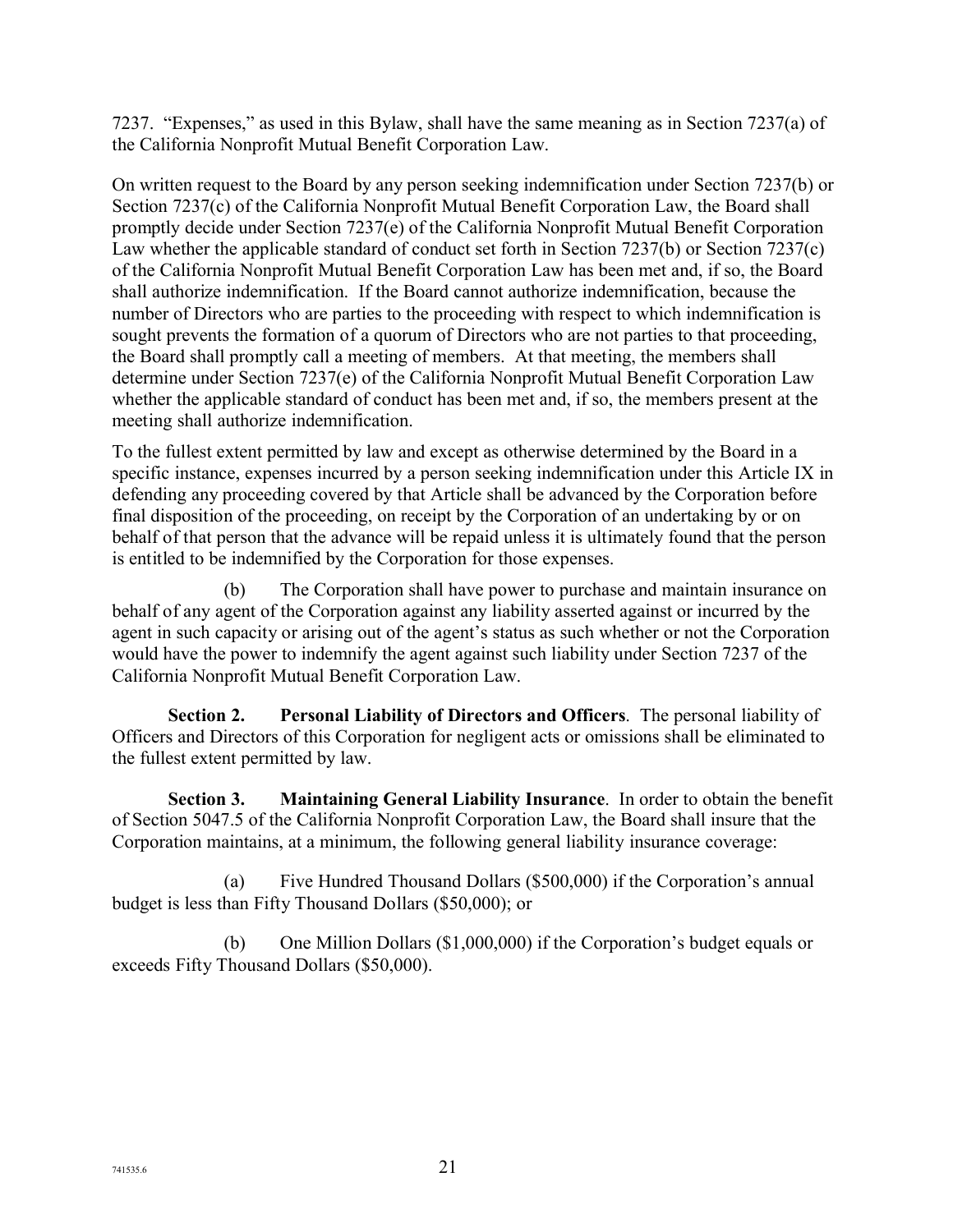7237. "Expenses," as used in this Bylaw, shall have the same meaning as in Section 7237(a) of the California Nonprofit Mutual Benefit Corporation Law.

On written request to the Board by any person seeking indemnification under Section 7237(b) or Section 7237(c) of the California Nonprofit Mutual Benefit Corporation Law, the Board shall promptly decide under Section 7237(e) of the California Nonprofit Mutual Benefit Corporation Law whether the applicable standard of conduct set forth in Section 7237(b) or Section 7237(c) of the California Nonprofit Mutual Benefit Corporation Law has been met and, if so, the Board shall authorize indemnification. If the Board cannot authorize indemnification, because the number of Directors who are parties to the proceeding with respect to which indemnification is sought prevents the formation of a quorum of Directors who are not parties to that proceeding, the Board shall promptly call a meeting of members. At that meeting, the members shall determine under Section 7237(e) of the California Nonprofit Mutual Benefit Corporation Law whether the applicable standard of conduct has been met and, if so, the members present at the meeting shall authorize indemnification.

To the fullest extent permitted by law and except as otherwise determined by the Board in a specific instance, expenses incurred by a person seeking indemnification under this Article IX in defending any proceeding covered by that Article shall be advanced by the Corporation before final disposition of the proceeding, on receipt by the Corporation of an undertaking by or on behalf of that person that the advance will be repaid unless it is ultimately found that the person is entitled to be indemnified by the Corporation for those expenses.

(b) The Corporation shall have power to purchase and maintain insurance on behalf of any agent of the Corporation against any liability asserted against or incurred by the agent in such capacity or arising out of the agent's status as such whether or not the Corporation would have the power to indemnify the agent against such liability under Section 7237 of the California Nonprofit Mutual Benefit Corporation Law.

**Section 2. Personal Liability of Directors and Officers**. The personal liability of Officers and Directors of this Corporation for negligent acts or omissions shall be eliminated to the fullest extent permitted by law.

**Section 3. Maintaining General Liability Insurance**. In order to obtain the benefit of Section 5047.5 of the California Nonprofit Corporation Law, the Board shall insure that the Corporation maintains, at a minimum, the following general liability insurance coverage:

(a) Five Hundred Thousand Dollars ($500,000) if the Corporation's annual budget is less than Fifty Thousand Dollars ($50,000); or

(b) One Million Dollars ($1,000,000) if the Corporation's budget equals or exceeds Fifty Thousand Dollars ($50,000).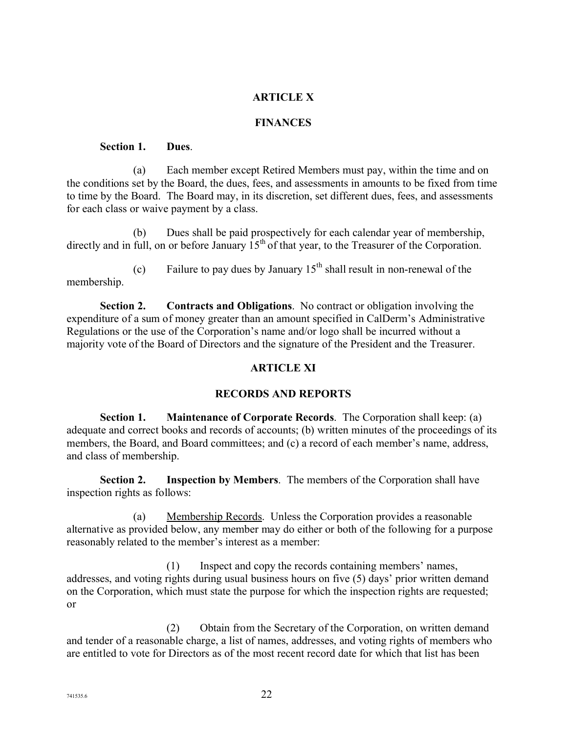## ARTICLE X

## FINANCES

**Section 1. Dues.**

(a) Each member except Retired Members must pay, within the time and on the conditions set by the Board, the dues, fees, and assessments in amounts to be fixed from time to time by the Board. The Board may, in its discretion, set different dues, fees, and assessments for each class or waive payment by a class.

(b) Dues shall be paid prospectively for each calendar year of membership, directly and in full, on or before January 15th of that year, to the Treasurer of the Corporation.

(c) Failure to pay dues by January 15th shall result in non-renewal of the membership.

**Section 2. Contracts and Obligations**. No contract or obligation involving the expenditure of a sum of money greater than an amount specified in CalDerm's Administrative Regulations or the use of the Corporation's name and/or logo shall be incurred without a majority vote of the Board of Directors and the signature of the President and the Treasurer.

## ARTICLE XI

## RECORDS AND REPORTS

**Section 1. Maintenance of Corporate Records**. The Corporation shall keep: (a) adequate and correct books and records of accounts; (b) written minutes of the proceedings of its members, the Board, and Board committees; and (c) a record of each member's name, address, and class of membership.

**Section 2. Inspection by Members**. The members of the Corporation shall have inspection rights as follows:

(a) Membership Records. Unless the Corporation provides a reasonable alternative as provided below, any member may do either or both of the following for a purpose reasonably related to the member's interest as a member:

(1) Inspect and copy the records containing members' names, addresses, and voting rights during usual business hours on five (5) days' prior written demand on the Corporation, which must state the purpose for which the inspection rights are requested; or

(2) Obtain from the Secretary of the Corporation, on written demand and tender of a reasonable charge, a list of names, addresses, and voting rights of members who are entitled to vote for Directors as of the most recent record date for which that list has been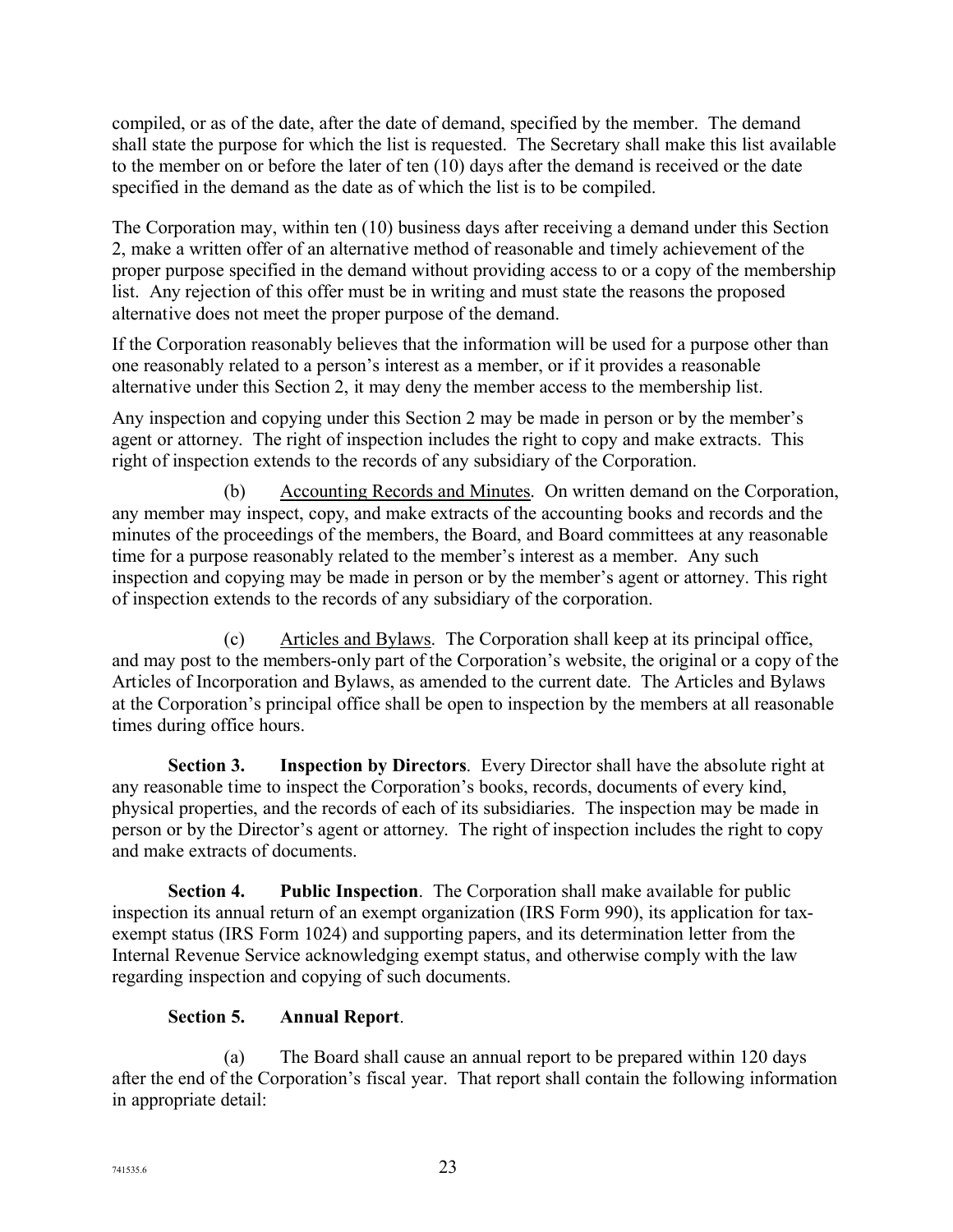compiled, or as of the date, after the date of demand, specified by the member. The demand shall state the purpose for which the list is requested. The Secretary shall make this list available to the member on or before the later of ten (10) days after the demand is received or the date specified in the demand as the date as of which the list is to be compiled.

The Corporation may, within ten (10) business days after receiving a demand under this Section 2, make a written offer of an alternative method of reasonable and timely achievement of the proper purpose specified in the demand without providing access to or a copy of the membership list. Any rejection of this offer must be in writing and must state the reasons the proposed alternative does not meet the proper purpose of the demand.

If the Corporation reasonably believes that the information will be used for a purpose other than one reasonably related to a person's interest as a member, or if it provides a reasonable alternative under this Section 2, it may deny the member access to the membership list.

Any inspection and copying under this Section 2 may be made in person or by the member's agent or attorney. The right of inspection includes the right to copy and make extracts. This right of inspection extends to the records of any subsidiary of the Corporation.

(b) Accounting Records and Minutes. On written demand on the Corporation, any member may inspect, copy, and make extracts of the accounting books and records and the minutes of the proceedings of the members, the Board, and Board committees at any reasonable time for a purpose reasonably related to the member's interest as a member. Any such inspection and copying may be made in person or by the member's agent or attorney. This right of inspection extends to the records of any subsidiary of the corporation.

(c) Articles and Bylaws. The Corporation shall keep at its principal office, and may post to the members-only part of the Corporation's website, the original or a copy of the Articles of Incorporation and Bylaws, as amended to the current date. The Articles and Bylaws at the Corporation's principal office shall be open to inspection by the members at all reasonable times during office hours.

**Section 3. Inspection by Directors**. Every Director shall have the absolute right at any reasonable time to inspect the Corporation's books, records, documents of every kind, physical properties, and the records of each of its subsidiaries. The inspection may be made in person or by the Director's agent or attorney. The right of inspection includes the right to copy and make extracts of documents.

**Section 4. Public Inspection**. The Corporation shall make available for public inspection its annual return of an exempt organization (IRS Form 990), its application for tax-exempt status (IRS Form 1024) and supporting papers, and its determination letter from the Internal Revenue Service acknowledging exempt status, and otherwise comply with the law regarding inspection and copying of such documents.

**Section 5. Annual Report**.

(a) The Board shall cause an annual report to be prepared within 120 days after the end of the Corporation's fiscal year. That report shall contain the following information in appropriate detail: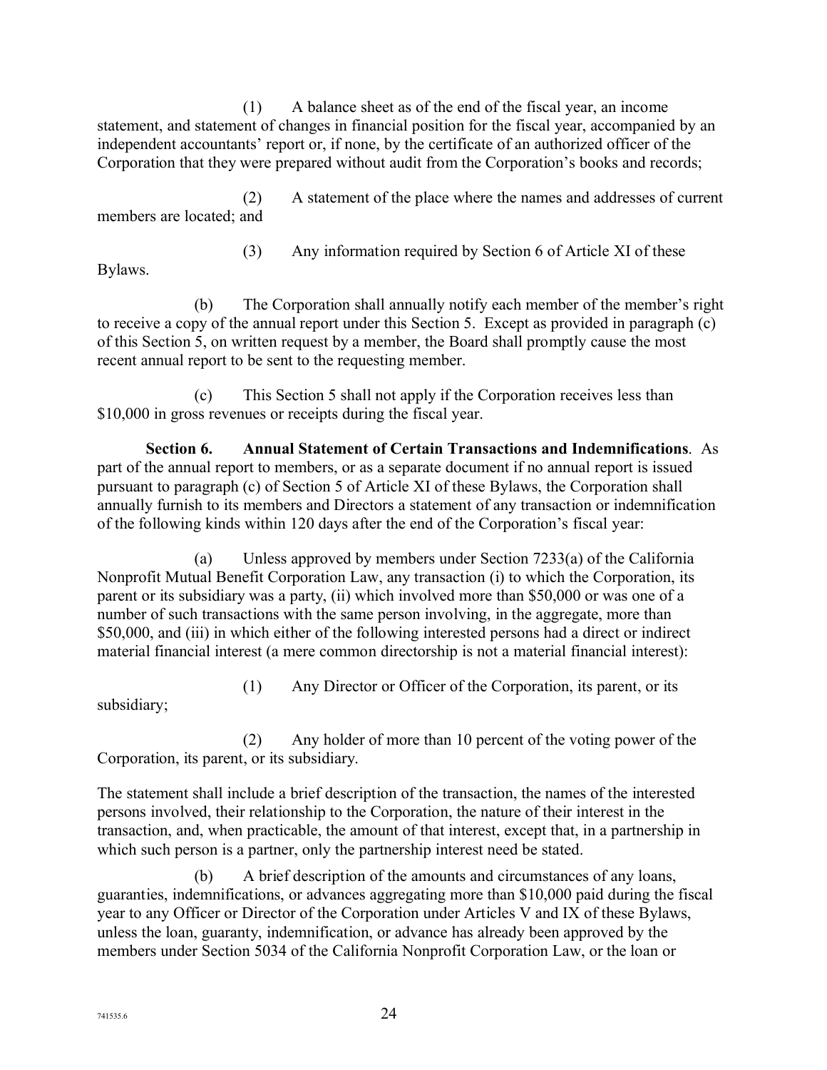(1) A balance sheet as of the end of the fiscal year, an income statement, and statement of changes in financial position for the fiscal year, accompanied by an independent accountants' report or, if none, by the certificate of an authorized officer of the Corporation that they were prepared without audit from the Corporation's books and records;

(2) A statement of the place where the names and addresses of current members are located; and

(3) Any information required by Section 6 of Article XI of these Bylaws.

(b) The Corporation shall annually notify each member of the member's right to receive a copy of the annual report under this Section 5. Except as provided in paragraph (c) of this Section 5, on written request by a member, the Board shall promptly cause the most recent annual report to be sent to the requesting member.

(c) This Section 5 shall not apply if the Corporation receives less than $10,000 in gross revenues or receipts during the fiscal year.

**Section 6. Annual Statement of Certain Transactions and Indemnifications**. As part of the annual report to members, or as a separate document if no annual report is issued pursuant to paragraph (c) of Section 5 of Article XI of these Bylaws, the Corporation shall annually furnish to its members and Directors a statement of any transaction or indemnification of the following kinds within 120 days after the end of the Corporation's fiscal year:

(a) Unless approved by members under Section 7233(a) of the California Nonprofit Mutual Benefit Corporation Law, any transaction (i) to which the Corporation, its parent or its subsidiary was a party, (ii) which involved more than $50,000 or was one of a number of such transactions with the same person involving, in the aggregate, more than $50,000, and (iii) in which either of the following interested persons had a direct or indirect material financial interest (a mere common directorship is not a material financial interest):

(1) Any Director or Officer of the Corporation, its parent, or its subsidiary;

(2) Any holder of more than 10 percent of the voting power of the Corporation, its parent, or its subsidiary.

The statement shall include a brief description of the transaction, the names of the interested persons involved, their relationship to the Corporation, the nature of their interest in the transaction, and, when practicable, the amount of that interest, except that, in a partnership in which such person is a partner, only the partnership interest need be stated.

(b) A brief description of the amounts and circumstances of any loans, guaranties, indemnifications, or advances aggregating more than $10,000 paid during the fiscal year to any Officer or Director of the Corporation under Articles V and IX of these Bylaws, unless the loan, guaranty, indemnification, or advance has already been approved by the members under Section 5034 of the California Nonprofit Corporation Law, or the loan or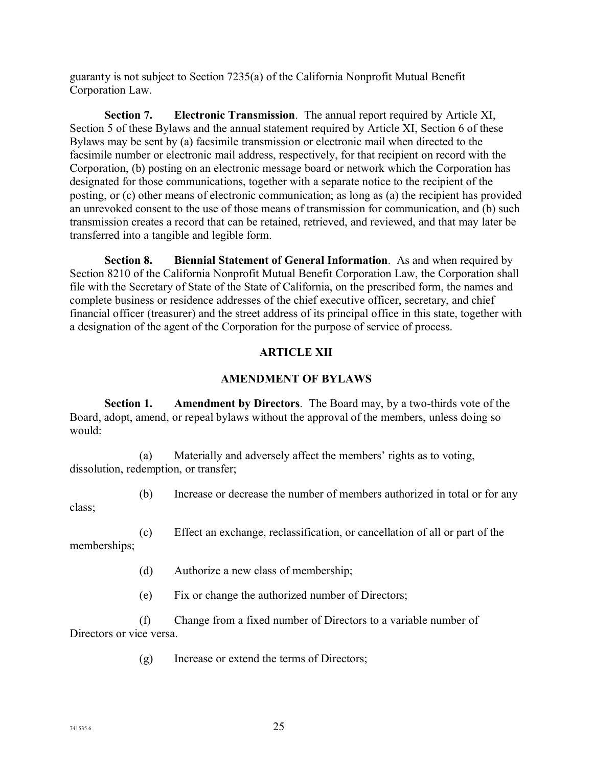guaranty is not subject to Section 7235(a) of the California Nonprofit Mutual Benefit Corporation Law.

**Section 7. Electronic Transmission**. The annual report required by Article XI, Section 5 of these Bylaws and the annual statement required by Article XI, Section 6 of these Bylaws may be sent by (a) facsimile transmission or electronic mail when directed to the facsimile number or electronic mail address, respectively, for that recipient on record with the Corporation, (b) posting on an electronic message board or network which the Corporation has designated for those communications, together with a separate notice to the recipient of the posting, or (c) other means of electronic communication; as long as (a) the recipient has provided an unrevoked consent to the use of those means of transmission for communication, and (b) such transmission creates a record that can be retained, retrieved, and reviewed, and that may later be transferred into a tangible and legible form.

**Section 8. Biennial Statement of General Information**. As and when required by Section 8210 of the California Nonprofit Mutual Benefit Corporation Law, the Corporation shall file with the Secretary of State of the State of California, on the prescribed form, the names and complete business or residence addresses of the chief executive officer, secretary, and chief financial officer (treasurer) and the street address of its principal office in this state, together with a designation of the agent of the Corporation for the purpose of service of process.

## ARTICLE XII

## AMENDMENT OF BYLAWS

**Section 1. Amendment by Directors**. The Board may, by a two-thirds vote of the Board, adopt, amend, or repeal bylaws without the approval of the members, unless doing so would:

(a) Materially and adversely affect the members' rights as to voting, dissolution, redemption, or transfer;

(b) Increase or decrease the number of members authorized in total or for any class;

(c) Effect an exchange, reclassification, or cancellation of all or part of the memberships;

(d) Authorize a new class of membership;

(e) Fix or change the authorized number of Directors;

(f) Change from a fixed number of Directors to a variable number of Directors or vice versa.

(g) Increase or extend the terms of Directors;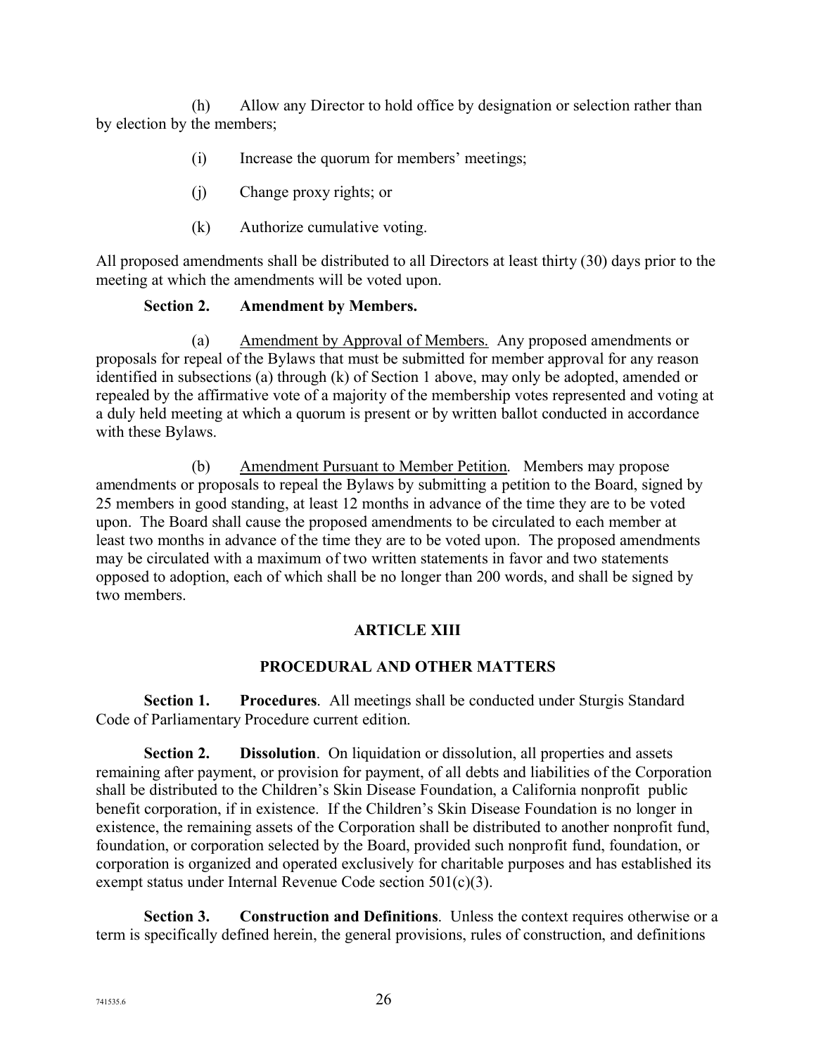(h) Allow any Director to hold office by designation or selection rather than by election by the members;

(i) Increase the quorum for members' meetings;

(j) Change proxy rights; or

(k) Authorize cumulative voting.

All proposed amendments shall be distributed to all Directors at least thirty (30) days prior to the meeting at which the amendments will be voted upon.

**Section 2. Amendment by Members.**

(a) Amendment by Approval of Members. Any proposed amendments or proposals for repeal of the Bylaws that must be submitted for member approval for any reason identified in subsections (a) through (k) of Section 1 above, may only be adopted, amended or repealed by the affirmative vote of a majority of the membership votes represented and voting at a duly held meeting at which a quorum is present or by written ballot conducted in accordance with these Bylaws.

(b) Amendment Pursuant to Member Petition. Members may propose amendments or proposals to repeal the Bylaws by submitting a petition to the Board, signed by 25 members in good standing, at least 12 months in advance of the time they are to be voted upon. The Board shall cause the proposed amendments to be circulated to each member at least two months in advance of the time they are to be voted upon. The proposed amendments may be circulated with a maximum of two written statements in favor and two statements opposed to adoption, each of which shall be no longer than 200 words, and shall be signed by two members.

## ARTICLE XIII

## PROCEDURAL AND OTHER MATTERS

**Section 1. Procedures**. All meetings shall be conducted under Sturgis Standard Code of Parliamentary Procedure current edition.

**Section 2. Dissolution**. On liquidation or dissolution, all properties and assets remaining after payment, or provision for payment, of all debts and liabilities of the Corporation shall be distributed to the Children's Skin Disease Foundation, a California nonprofit public benefit corporation, if in existence. If the Children's Skin Disease Foundation is no longer in existence, the remaining assets of the Corporation shall be distributed to another nonprofit fund, foundation, or corporation selected by the Board, provided such nonprofit fund, foundation, or corporation is organized and operated exclusively for charitable purposes and has established its exempt status under Internal Revenue Code section 501(c)(3).

**Section 3. Construction and Definitions**. Unless the context requires otherwise or a term is specifically defined herein, the general provisions, rules of construction, and definitions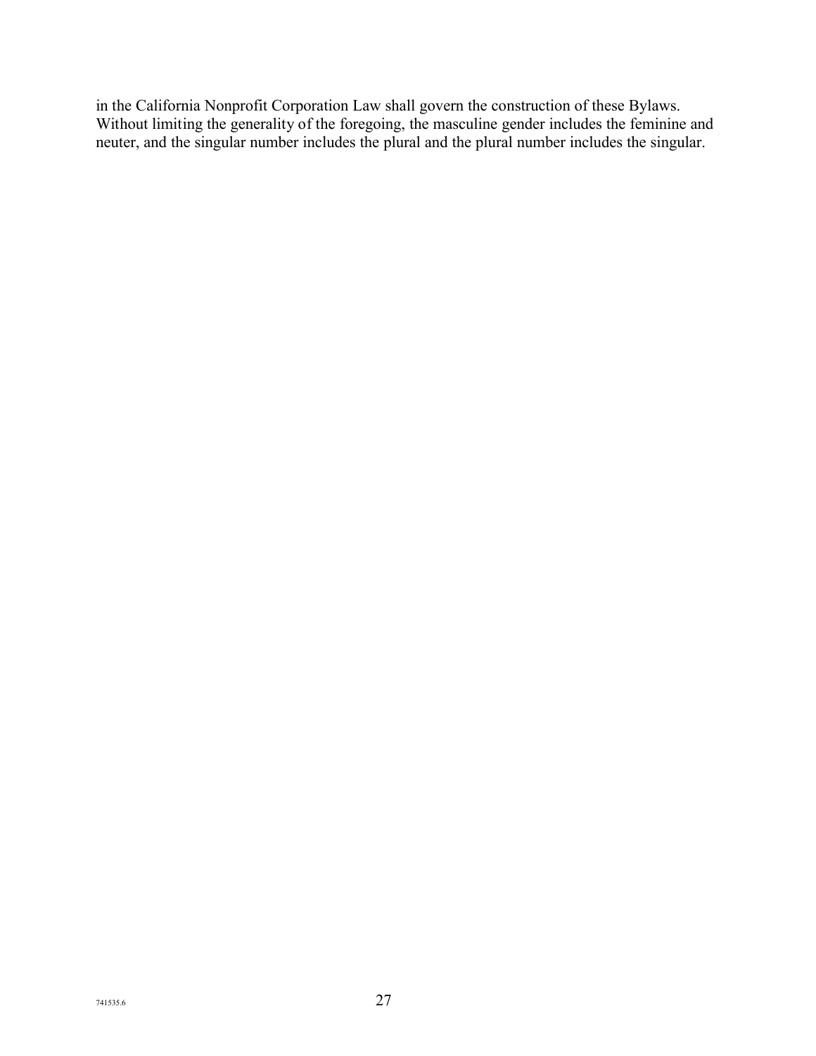in the California Nonprofit Corporation Law shall govern the construction of these Bylaws. Without limiting the generality of the foregoing, the masculine gender includes the feminine and neuter, and the singular number includes the plural and the plural number includes the singular.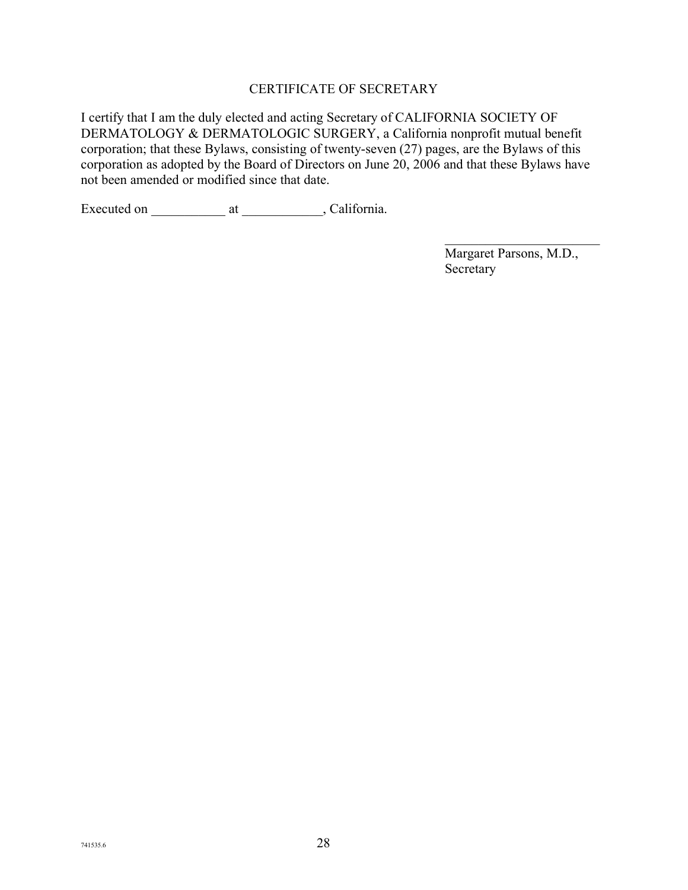## CERTIFICATE OF SECRETARY

I certify that I am the duly elected and acting Secretary of CALIFORNIA SOCIETY OF DERMATOLOGY & DERMATOLOGIC SURGERY, a California nonprofit mutual benefit corporation; that these Bylaws, consisting of twenty-seven (27) pages, are the Bylaws of this corporation as adopted by the Board of Directors on June 20, 2006 and that these Bylaws have not been amended or modified since that date.

Executed on ___________ at ____________, California.

________________________
Margaret Parsons, M.D.,
Secretary

741535.6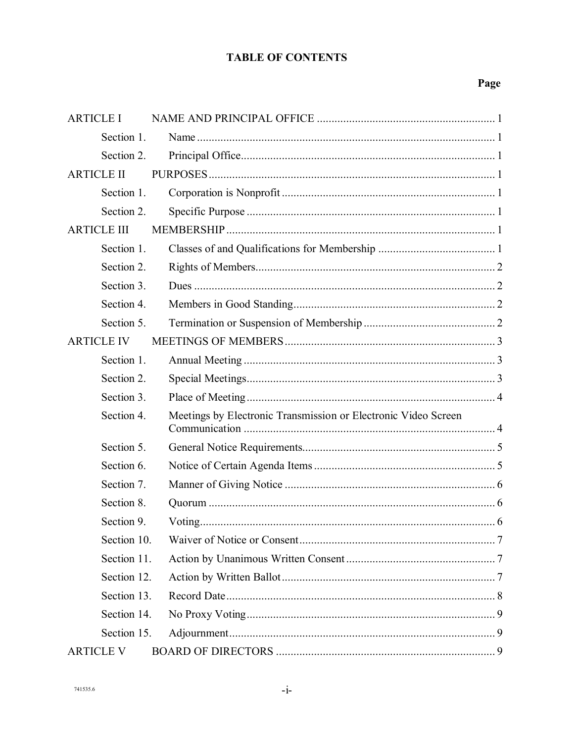# TABLE OF CONTENTS

| | | Page |
|---|---|---|
| ARTICLE I | NAME AND PRINCIPAL OFFICE | 1 |
| Section 1. | Name | 1 |
| Section 2. | Principal Office | 1 |
| ARTICLE II | PURPOSES | 1 |
| Section 1. | Corporation is Nonprofit | 1 |
| Section 2. | Specific Purpose | 1 |
| ARTICLE III | MEMBERSHIP | 1 |
| Section 1. | Classes of and Qualifications for Membership | 1 |
| Section 2. | Rights of Members | 2 |
| Section 3. | Dues | 2 |
| Section 4. | Members in Good Standing | 2 |
| Section 5. | Termination or Suspension of Membership | 2 |
| ARTICLE IV | MEETINGS OF MEMBERS | 3 |
| Section 1. | Annual Meeting | 3 |
| Section 2. | Special Meetings | 3 |
| Section 3. | Place of Meeting | 4 |
| Section 4. | Meetings by Electronic Transmission or Electronic Video Screen Communication | 4 |
| Section 5. | General Notice Requirements | 5 |
| Section 6. | Notice of Certain Agenda Items | 5 |
| Section 7. | Manner of Giving Notice | 6 |
| Section 8. | Quorum | 6 |
| Section 9. | Voting | 6 |
| Section 10. | Waiver of Notice or Consent | 7 |
| Section 11. | Action by Unanimous Written Consent | 7 |
| Section 12. | Action by Written Ballot | 7 |
| Section 13. | Record Date | 8 |
| Section 14. | No Proxy Voting | 9 |
| Section 15. | Adjournment | 9 |
| ARTICLE V | BOARD OF DIRECTORS | 9 |

741535.6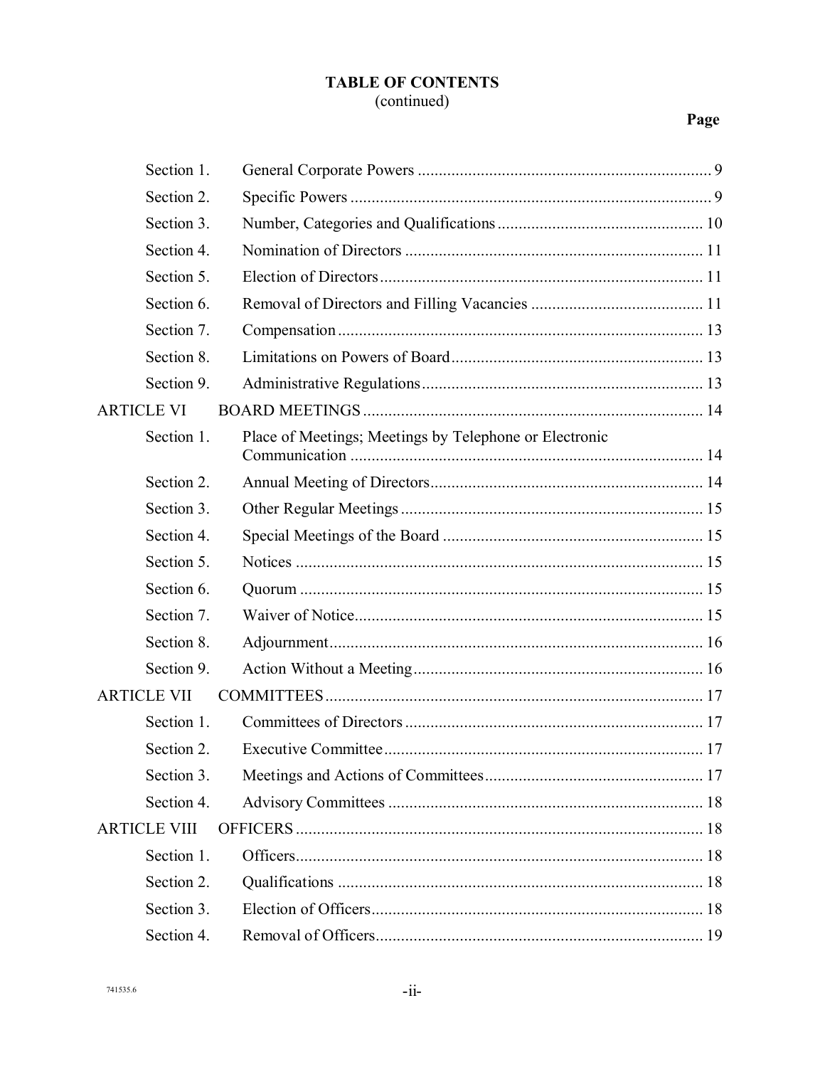# TABLE OF CONTENTS
(continued)

| | | Page |
|---|---|---|
| Section 1. | General Corporate Powers | 9 |
| Section 2. | Specific Powers | 9 |
| Section 3. | Number, Categories and Qualifications | 10 |
| Section 4. | Nomination of Directors | 11 |
| Section 5. | Election of Directors | 11 |
| Section 6. | Removal of Directors and Filling Vacancies | 11 |
| Section 7. | Compensation | 13 |
| Section 8. | Limitations on Powers of Board | 13 |
| Section 9. | Administrative Regulations | 13 |
| ARTICLE VI | BOARD MEETINGS | 14 |
| Section 1. | Place of Meetings; Meetings by Telephone or Electronic Communication | 14 |
| Section 2. | Annual Meeting of Directors | 14 |
| Section 3. | Other Regular Meetings | 15 |
| Section 4. | Special Meetings of the Board | 15 |
| Section 5. | Notices | 15 |
| Section 6. | Quorum | 15 |
| Section 7. | Waiver of Notice | 15 |
| Section 8. | Adjournment | 16 |
| Section 9. | Action Without a Meeting | 16 |
| ARTICLE VII | COMMITTEES | 17 |
| Section 1. | Committees of Directors | 17 |
| Section 2. | Executive Committee | 17 |
| Section 3. | Meetings and Actions of Committees | 17 |
| Section 4. | Advisory Committees | 18 |
| ARTICLE VIII | OFFICERS | 18 |
| Section 1. | Officers | 18 |
| Section 2. | Qualifications | 18 |
| Section 3. | Election of Officers | 18 |
| Section 4. | Removal of Officers | 19 |

741535.6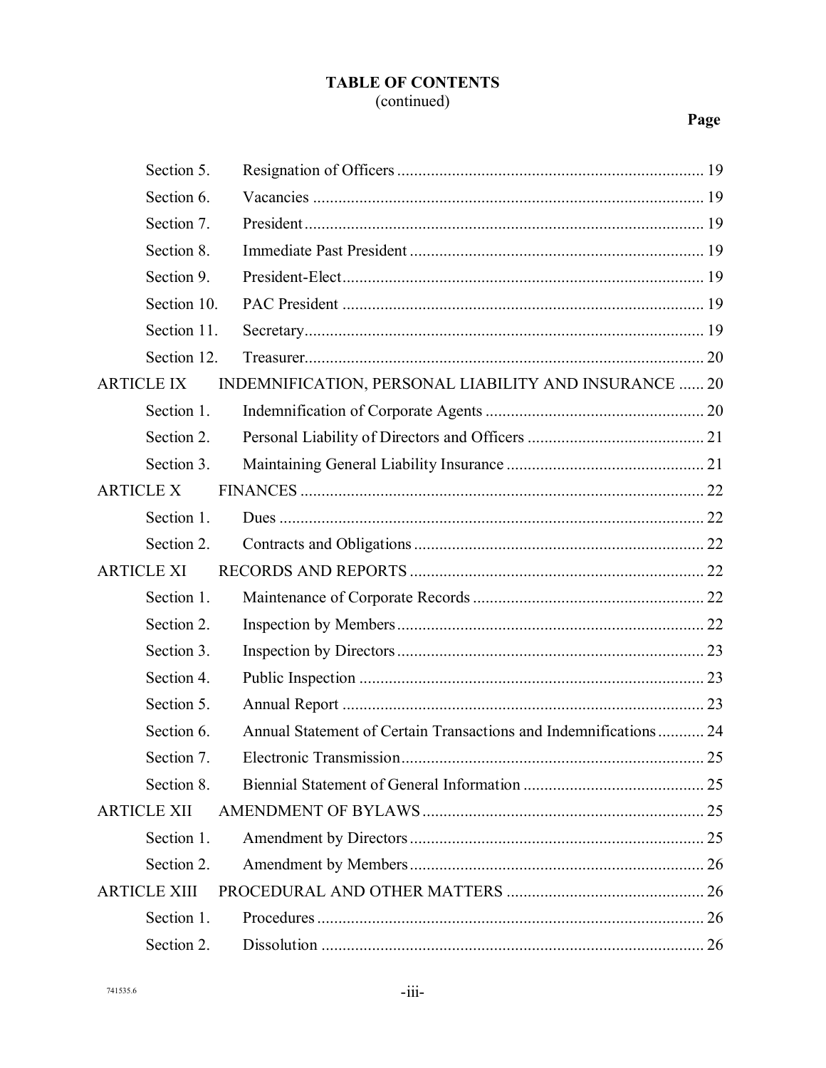**TABLE OF CONTENTS**
(continued)

| | | Page |
|---|---|---|
| Section 5. | Resignation of Officers | 19 |
| Section 6. | Vacancies | 19 |
| Section 7. | President | 19 |
| Section 8. | Immediate Past President | 19 |
| Section 9. | President-Elect | 19 |
| Section 10. | PAC President | 19 |
| Section 11. | Secretary | 19 |
| Section 12. | Treasurer | 20 |
| ARTICLE IX | INDEMNIFICATION, PERSONAL LIABILITY AND INSURANCE | 20 |
| Section 1. | Indemnification of Corporate Agents | 20 |
| Section 2. | Personal Liability of Directors and Officers | 21 |
| Section 3. | Maintaining General Liability Insurance | 21 |
| ARTICLE X | FINANCES | 22 |
| Section 1. | Dues | 22 |
| Section 2. | Contracts and Obligations | 22 |
| ARTICLE XI | RECORDS AND REPORTS | 22 |
| Section 1. | Maintenance of Corporate Records | 22 |
| Section 2. | Inspection by Members | 22 |
| Section 3. | Inspection by Directors | 23 |
| Section 4. | Public Inspection | 23 |
| Section 5. | Annual Report | 23 |
| Section 6. | Annual Statement of Certain Transactions and Indemnifications | 24 |
| Section 7. | Electronic Transmission | 25 |
| Section 8. | Biennial Statement of General Information | 25 |
| ARTICLE XII | AMENDMENT OF BYLAWS | 25 |
| Section 1. | Amendment by Directors | 25 |
| Section 2. | Amendment by Members | 26 |
| ARTICLE XIII | PROCEDURAL AND OTHER MATTERS | 26 |
| Section 1. | Procedures | 26 |
| Section 2. | Dissolution | 26 |

741535.6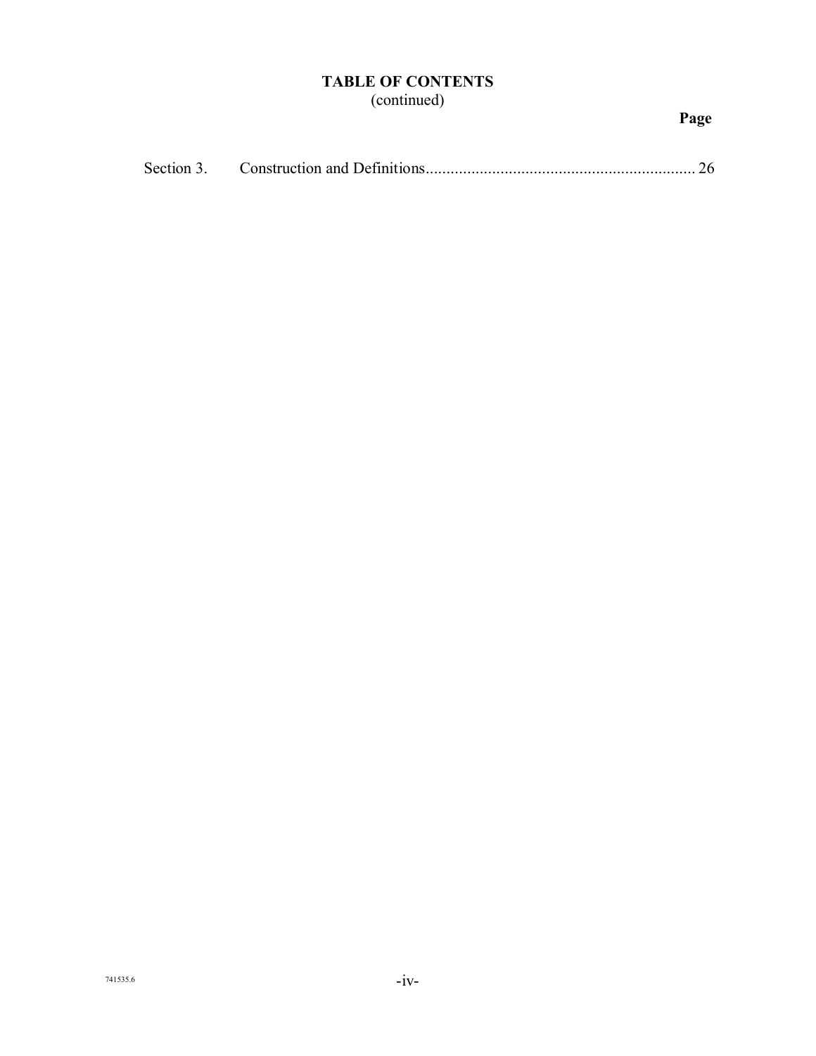**TABLE OF CONTENTS**
(continued)

| | | Page |
|---|---|---|
| Section 3. | Construction and Definitions | 26 |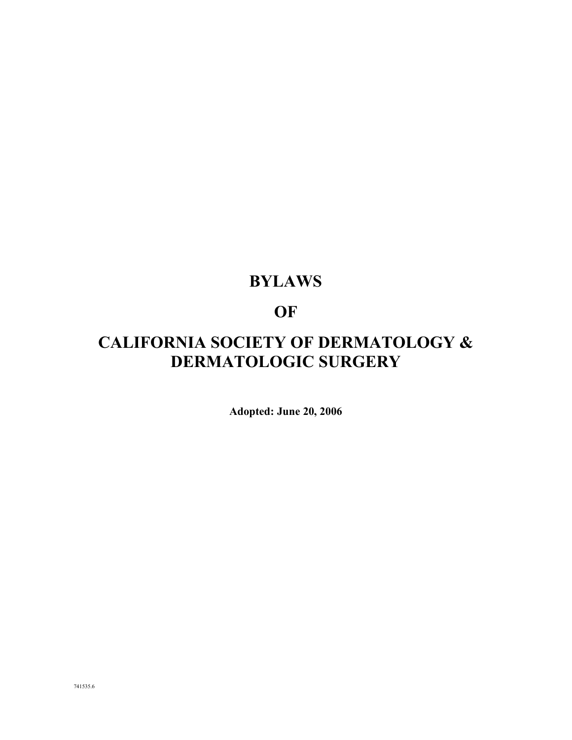# BYLAWS

# OF

# CALIFORNIA SOCIETY OF DERMATOLOGY & DERMATOLOGIC SURGERY

**Adopted: June 20, 2006**

741535.6